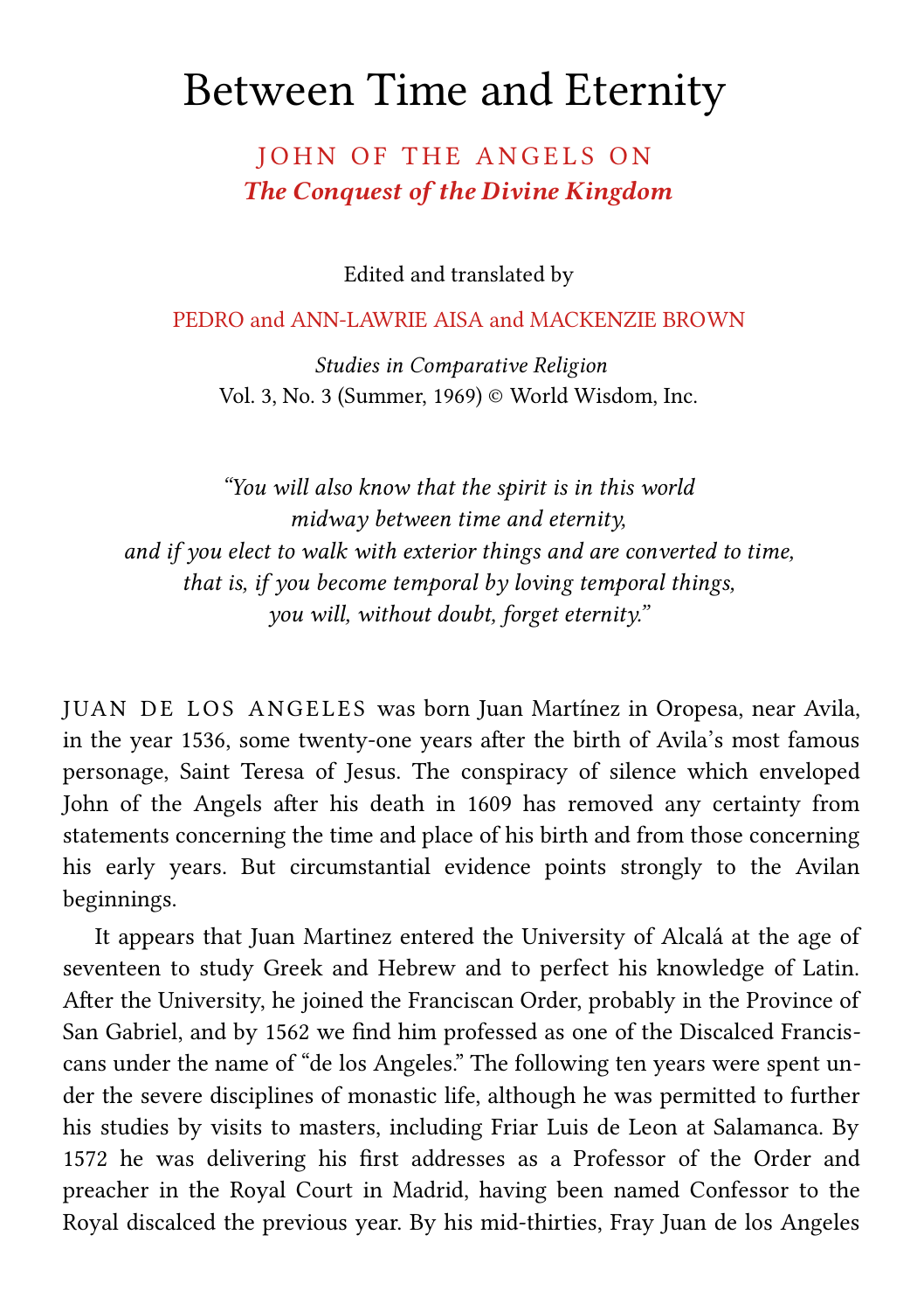# Between Time and Eternity

## JOHN OF THE ANGELS ON *The Conquest of the Divine Kingdom*

Edited and translated by

PEDRO and ANN-LAWRIE AISA and MACKENZIE BROWN

*Studies in Comparative Religion*
Vol. 3, No. 3 (Summer, 1969) © World Wisdom, Inc.

> *"You will also know that the spirit is in this world midway between time and eternity, and if you elect to walk with exterior things and are converted to time, that is, if you become temporal by loving temporal things, you will, without doubt, forget eternity."*

JUAN DE LOS ANGELES was born Juan Martínez in Oropesa, near Avila, in the year 1536, some twenty-one years after the birth of Avila's most famous personage, Saint Teresa of Jesus. The conspiracy of silence which enveloped John of the Angels after his death in 1609 has removed any certainty from statements concerning the time and place of his birth and from those concerning his early years. But circumstantial evidence points strongly to the Avilan beginnings.

It appears that Juan Martinez entered the University of Alcalá at the age of seventeen to study Greek and Hebrew and to perfect his knowledge of Latin. After the University, he joined the Franciscan Order, probably in the Province of San Gabriel, and by 1562 we find him professed as one of the Discalced Franciscans under the name of "de los Angeles." The following ten years were spent under the severe disciplines of monastic life, although he was permitted to further his studies by visits to masters, including Friar Luis de Leon at Salamanca. By 1572 he was delivering his first addresses as a Professor of the Order and preacher in the Royal Court in Madrid, having been named Confessor to the Royal discalced the previous year. By his mid-thirties, Fray Juan de los Angeles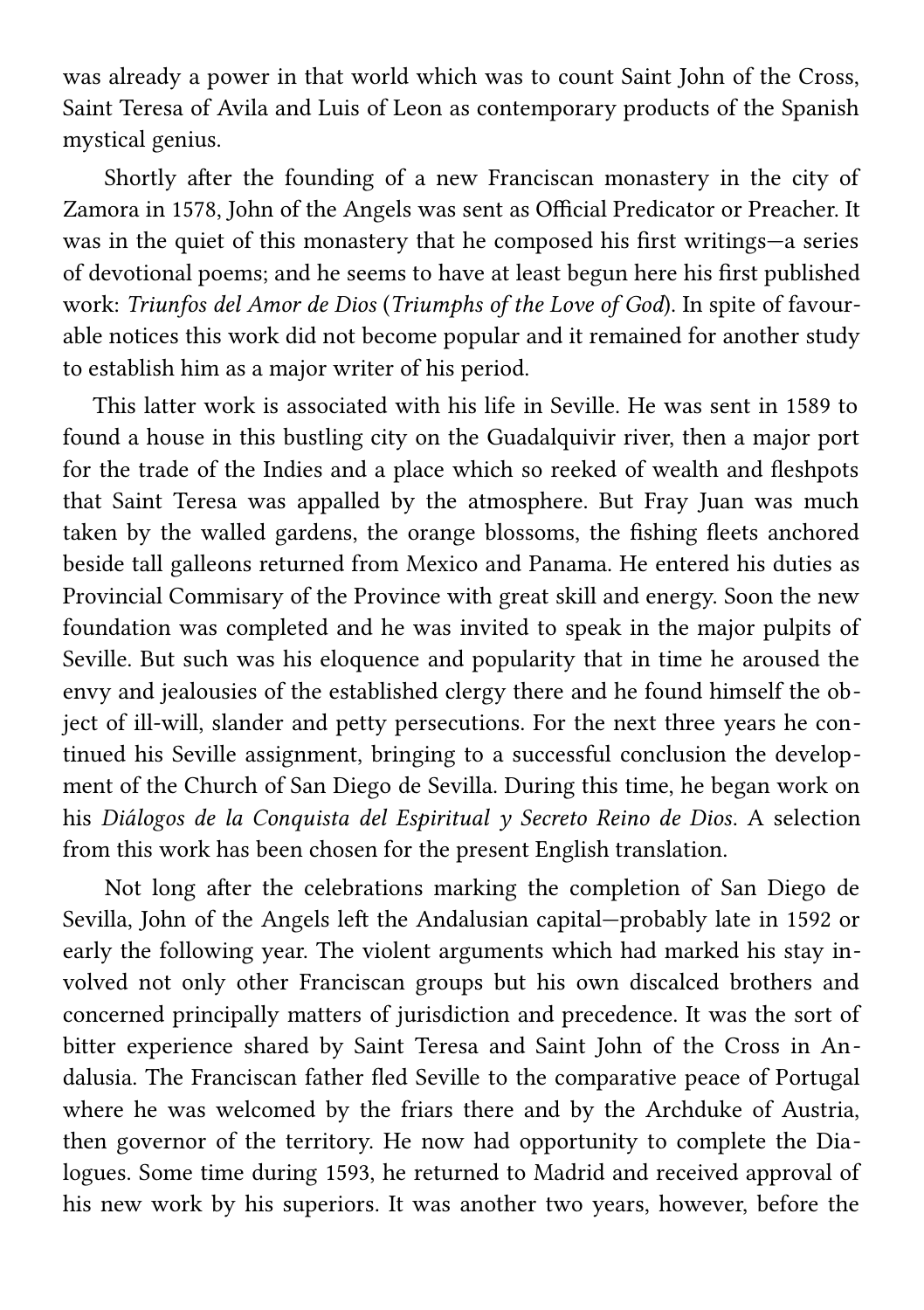was already a power in that world which was to count Saint John of the Cross, Saint Teresa of Avila and Luis of Leon as contemporary products of the Spanish mystical genius.

Shortly after the founding of a new Franciscan monastery in the city of Zamora in 1578, John of the Angels was sent as Official Predicator or Preacher. It was in the quiet of this monastery that he composed his first writings—a series of devotional poems; and he seems to have at least begun here his first published work: *Triunfos del Amor de Dios* (*Triumphs of the Love of God*). In spite of favourable notices this work did not become popular and it remained for another study to establish him as a major writer of his period.

This latter work is associated with his life in Seville. He was sent in 1589 to found a house in this bustling city on the Guadalquivir river, then a major port for the trade of the Indies and a place which so reeked of wealth and fleshpots that Saint Teresa was appalled by the atmosphere. But Fray Juan was much taken by the walled gardens, the orange blossoms, the fishing fleets anchored beside tall galleons returned from Mexico and Panama. He entered his duties as Provincial Commisary of the Province with great skill and energy. Soon the new foundation was completed and he was invited to speak in the major pulpits of Seville. But such was his eloquence and popularity that in time he aroused the envy and jealousies of the established clergy there and he found himself the object of ill-will, slander and petty persecutions. For the next three years he continued his Seville assignment, bringing to a successful conclusion the development of the Church of San Diego de Sevilla. During this time, he began work on his *Diálogos de la Conquista del Espiritual y Secreto Reino de Dios*. A selection from this work has been chosen for the present English translation.

Not long after the celebrations marking the completion of San Diego de Sevilla, John of the Angels left the Andalusian capital—probably late in 1592 or early the following year. The violent arguments which had marked his stay involved not only other Franciscan groups but his own discalced brothers and concerned principally matters of jurisdiction and precedence. It was the sort of bitter experience shared by Saint Teresa and Saint John of the Cross in Andalusia. The Franciscan father fled Seville to the comparative peace of Portugal where he was welcomed by the friars there and by the Archduke of Austria, then governor of the territory. He now had opportunity to complete the Dialogues. Some time during 1593, he returned to Madrid and received approval of his new work by his superiors. It was another two years, however, before the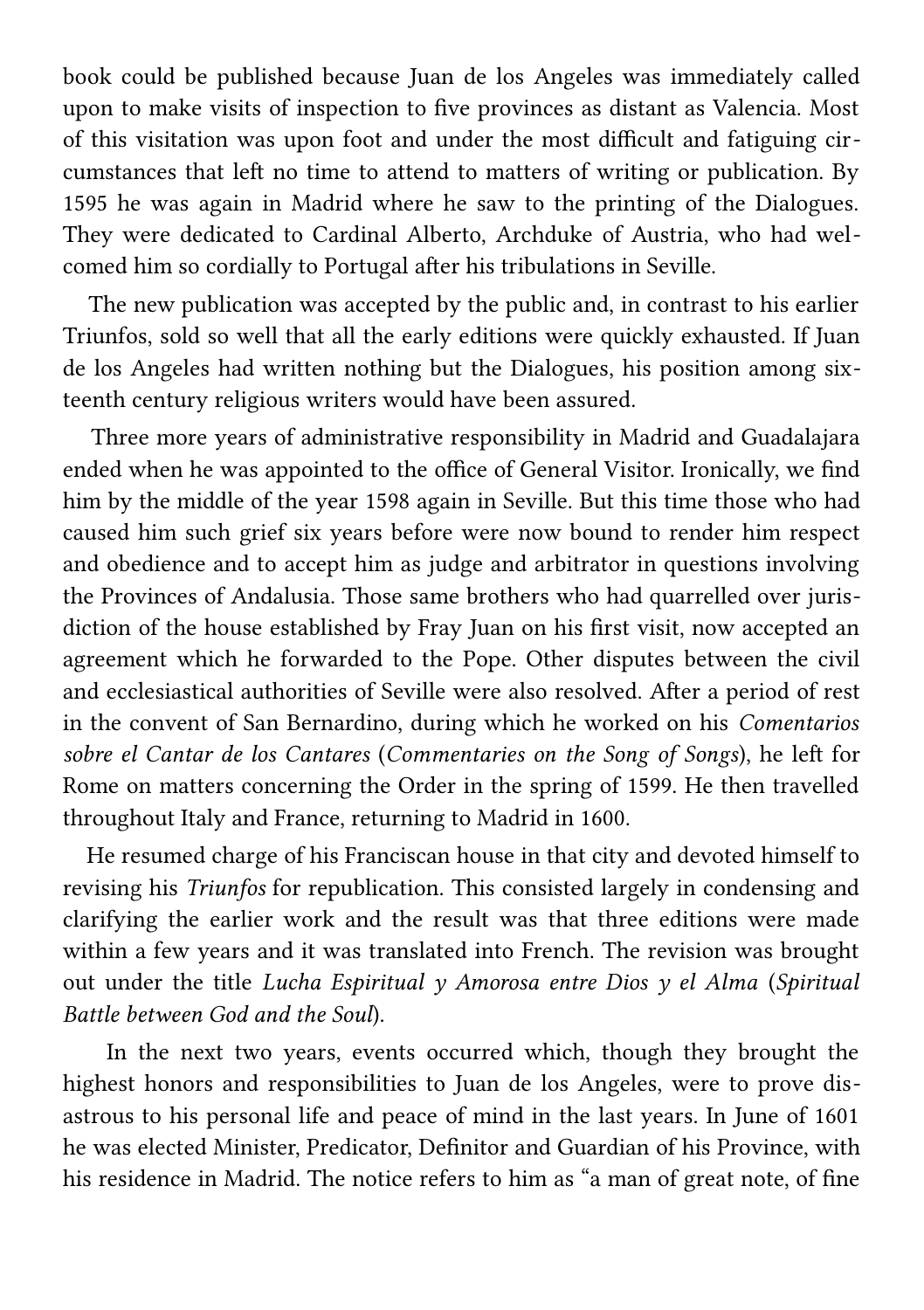book could be published because Juan de los Angeles was immediately called upon to make visits of inspection to five provinces as distant as Valencia. Most of this visitation was upon foot and under the most difficult and fatiguing circumstances that left no time to attend to matters of writing or publication. By 1595 he was again in Madrid where he saw to the printing of the Dialogues. They were dedicated to Cardinal Alberto, Archduke of Austria, who had welcomed him so cordially to Portugal after his tribulations in Seville.

The new publication was accepted by the public and, in contrast to his earlier Triunfos, sold so well that all the early editions were quickly exhausted. If Juan de los Angeles had written nothing but the Dialogues, his position among sixteenth century religious writers would have been assured.

Three more years of administrative responsibility in Madrid and Guadalajara ended when he was appointed to the office of General Visitor. Ironically, we find him by the middle of the year 1598 again in Seville. But this time those who had caused him such grief six years before were now bound to render him respect and obedience and to accept him as judge and arbitrator in questions involving the Provinces of Andalusia. Those same brothers who had quarrelled over jurisdiction of the house established by Fray Juan on his first visit, now accepted an agreement which he forwarded to the Pope. Other disputes between the civil and ecclesiastical authorities of Seville were also resolved. After a period of rest in the convent of San Bernardino, during which he worked on his *Comentarios sobre el Cantar de los Cantares* (*Commentaries on the Song of Songs*), he left for Rome on matters concerning the Order in the spring of 1599. He then travelled throughout Italy and France, returning to Madrid in 1600.

He resumed charge of his Franciscan house in that city and devoted himself to revising his *Triunfos* for republication. This consisted largely in condensing and clarifying the earlier work and the result was that three editions were made within a few years and it was translated into French. The revision was brought out under the title *Lucha Espiritual y Amorosa entre Dios y el Alma* (*Spiritual Battle between God and the Soul*).

In the next two years, events occurred which, though they brought the highest honors and responsibilities to Juan de los Angeles, were to prove disastrous to his personal life and peace of mind in the last years. In June of 1601 he was elected Minister, Predicator, Definitor and Guardian of his Province, with his residence in Madrid. The notice refers to him as "a man of great note, of fine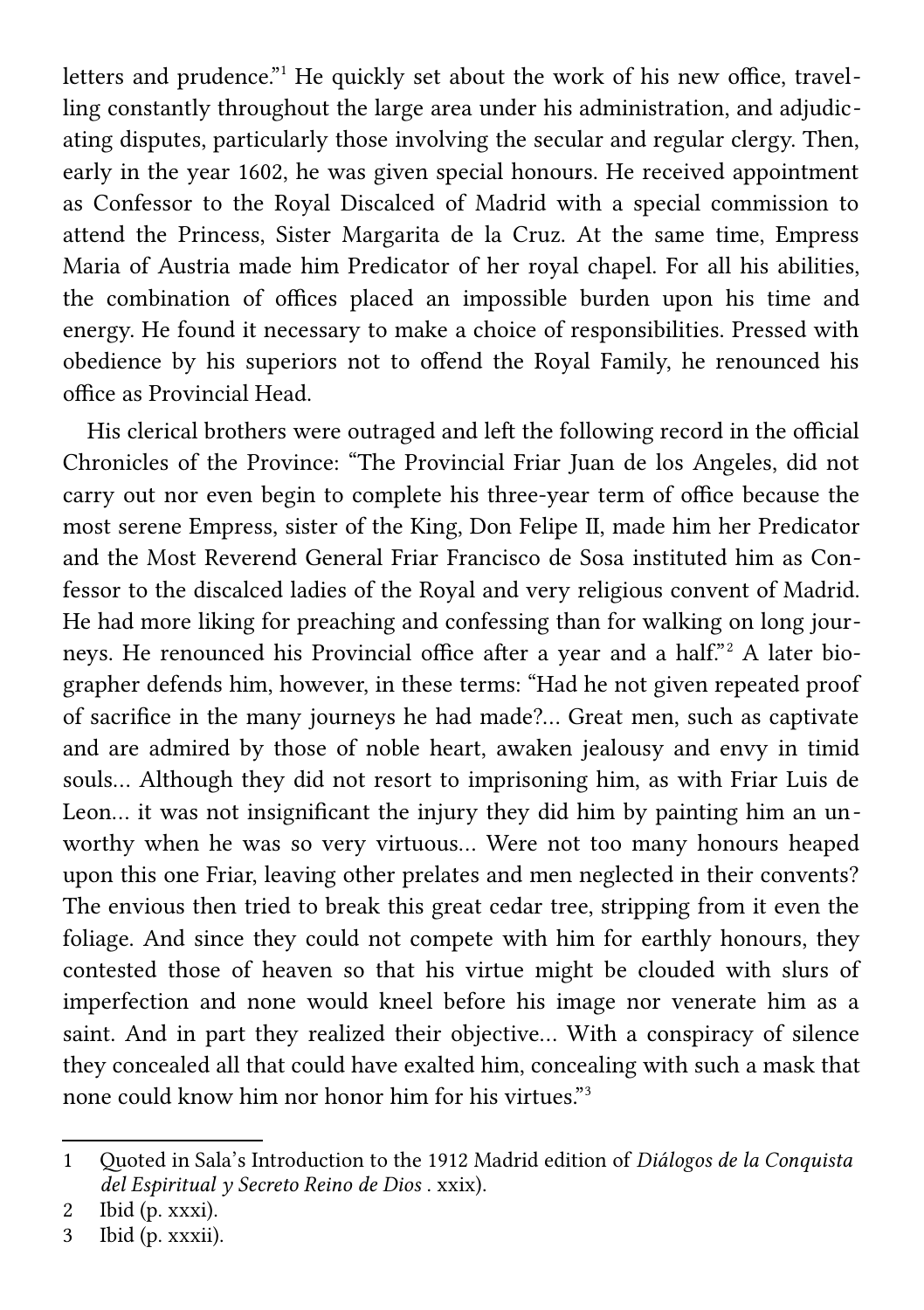letters and prudence."[1] He quickly set about the work of his new office, travelling constantly throughout the large area under his administration, and adjudicating disputes, particularly those involving the secular and regular clergy. Then, early in the year 1602, he was given special honours. He received appointment as Confessor to the Royal Discalced of Madrid with a special commission to attend the Princess, Sister Margarita de la Cruz. At the same time, Empress Maria of Austria made him Predicator of her royal chapel. For all his abilities, the combination of offices placed an impossible burden upon his time and energy. He found it necessary to make a choice of responsibilities. Pressed with obedience by his superiors not to offend the Royal Family, he renounced his office as Provincial Head.

His clerical brothers were outraged and left the following record in the official Chronicles of the Province: "The Provincial Friar Juan de los Angeles, did not carry out nor even begin to complete his three-year term of office because the most serene Empress, sister of the King, Don Felipe II, made him her Predicator and the Most Reverend General Friar Francisco de Sosa instituted him as Confessor to the discalced ladies of the Royal and very religious convent of Madrid. He had more liking for preaching and confessing than for walking on long journeys. He renounced his Provincial office after a year and a half."[2] A later biographer defends him, however, in these terms: "Had he not given repeated proof of sacrifice in the many journeys he had made?... Great men, such as captivate and are admired by those of noble heart, awaken jealousy and envy in timid souls... Although they did not resort to imprisoning him, as with Friar Luis de Leon... it was not insignificant the injury they did him by painting him an unworthy when he was so very virtuous... Were not too many honours heaped upon this one Friar, leaving other prelates and men neglected in their convents? The envious then tried to break this great cedar tree, stripping from it even the foliage. And since they could not compete with him for earthly honours, they contested those of heaven so that his virtue might be clouded with slurs of imperfection and none would kneel before his image nor venerate him as a saint. And in part they realized their objective... With a conspiracy of silence they concealed all that could have exalted him, concealing with such a mask that none could know him nor honor him for his virtues."[3]

---

1 Quoted in Sala's Introduction to the 1912 Madrid edition of *Diálogos de la Conquista del Espiritual y Secreto Reino de Dios* . xxix).

2 Ibid (p. xxxi).

3 Ibid (p. xxxii).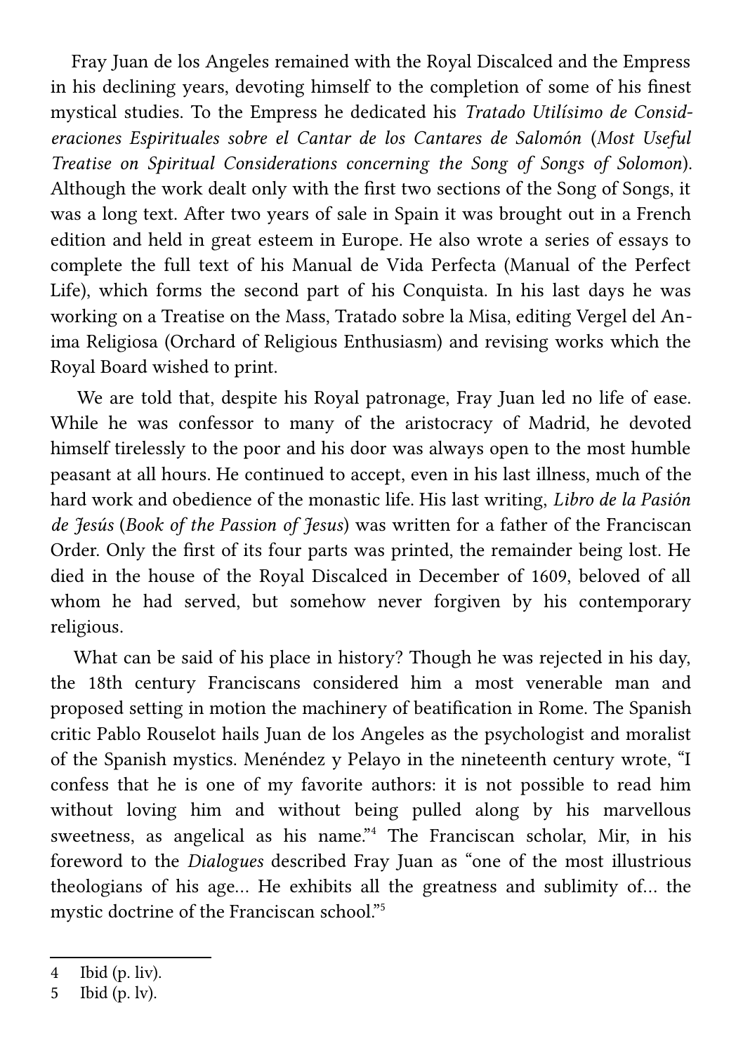Fray Juan de los Angeles remained with the Royal Discalced and the Empress in his declining years, devoting himself to the completion of some of his finest mystical studies. To the Empress he dedicated his *Tratado Utilísimo de Consideraciones Espirituales sobre el Cantar de los Cantares de Salomón* (*Most Useful Treatise on Spiritual Considerations concerning the Song of Songs of Solomon*). Although the work dealt only with the first two sections of the Song of Songs, it was a long text. After two years of sale in Spain it was brought out in a French edition and held in great esteem in Europe. He also wrote a series of essays to complete the full text of his Manual de Vida Perfecta (Manual of the Perfect Life), which forms the second part of his Conquista. In his last days he was working on a Treatise on the Mass, Tratado sobre la Misa, editing Vergel del Anima Religiosa (Orchard of Religious Enthusiasm) and revising works which the Royal Board wished to print.

We are told that, despite his Royal patronage, Fray Juan led no life of ease. While he was confessor to many of the aristocracy of Madrid, he devoted himself tirelessly to the poor and his door was always open to the most humble peasant at all hours. He continued to accept, even in his last illness, much of the hard work and obedience of the monastic life. His last writing, *Libro de la Pasión de Jesús* (*Book of the Passion of Jesus*) was written for a father of the Franciscan Order. Only the first of its four parts was printed, the remainder being lost. He died in the house of the Royal Discalced in December of 1609, beloved of all whom he had served, but somehow never forgiven by his contemporary religious.

What can be said of his place in history? Though he was rejected in his day, the 18th century Franciscans considered him a most venerable man and proposed setting in motion the machinery of beatification in Rome. The Spanish critic Pablo Rouselot hails Juan de los Angeles as the psychologist and moralist of the Spanish mystics. Menéndez y Pelayo in the nineteenth century wrote, "I confess that he is one of my favorite authors: it is not possible to read him without loving him and without being pulled along by his marvellous sweetness, as angelical as his name."[4] The Franciscan scholar, Mir, in his foreword to the *Dialogues* described Fray Juan as "one of the most illustrious theologians of his age… He exhibits all the greatness and sublimity of… the mystic doctrine of the Franciscan school."[5]

---

4 Ibid (p. liv).

5 Ibid (p. lv).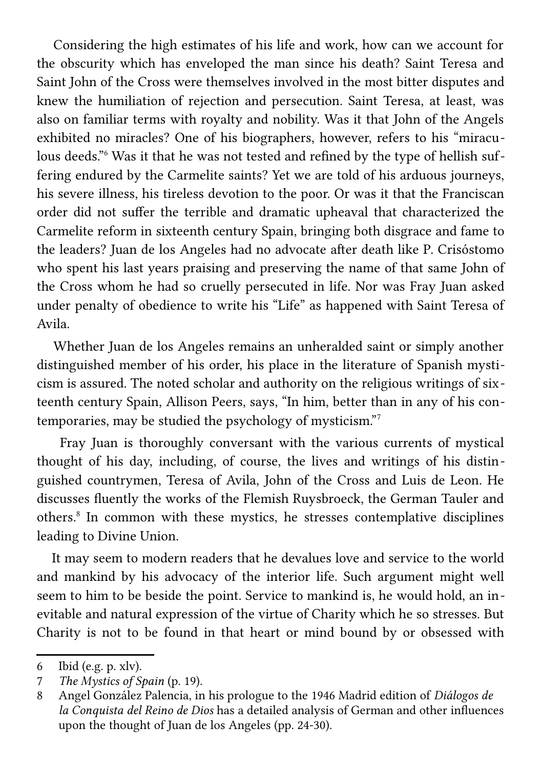Considering the high estimates of his life and work, how can we account for the obscurity which has enveloped the man since his death? Saint Teresa and Saint John of the Cross were themselves involved in the most bitter disputes and knew the humiliation of rejection and persecution. Saint Teresa, at least, was also on familiar terms with royalty and nobility. Was it that John of the Angels exhibited no miracles? One of his biographers, however, refers to his "miraculous deeds."[6] Was it that he was not tested and refined by the type of hellish suffering endured by the Carmelite saints? Yet we are told of his arduous journeys, his severe illness, his tireless devotion to the poor. Or was it that the Franciscan order did not suffer the terrible and dramatic upheaval that characterized the Carmelite reform in sixteenth century Spain, bringing both disgrace and fame to the leaders? Juan de los Angeles had no advocate after death like P. Crisóstomo who spent his last years praising and preserving the name of that same John of the Cross whom he had so cruelly persecuted in life. Nor was Fray Juan asked under penalty of obedience to write his "Life" as happened with Saint Teresa of Avila.

Whether Juan de los Angeles remains an unheralded saint or simply another distinguished member of his order, his place in the literature of Spanish mysticism is assured. The noted scholar and authority on the religious writings of sixteenth century Spain, Allison Peers, says, "In him, better than in any of his contemporaries, may be studied the psychology of mysticism."[7]

Fray Juan is thoroughly conversant with the various currents of mystical thought of his day, including, of course, the lives and writings of his distinguished countrymen, Teresa of Avila, John of the Cross and Luis de Leon. He discusses fluently the works of the Flemish Ruysbroeck, the German Tauler and others.[8] In common with these mystics, he stresses contemplative disciplines leading to Divine Union.

It may seem to modern readers that he devalues love and service to the world and mankind by his advocacy of the interior life. Such argument might well seem to him to be beside the point. Service to mankind is, he would hold, an inevitable and natural expression of the virtue of Charity which he so stresses. But Charity is not to be found in that heart or mind bound by or obsessed with

---

6 Ibid (e.g. p. xlv).

7 *The Mystics of Spain* (p. 19).

8 Angel González Palencia, in his prologue to the 1946 Madrid edition of *Diálogos de la Conquista del Reino de Dios* has a detailed analysis of German and other influences upon the thought of Juan de los Angeles (pp. 24-30).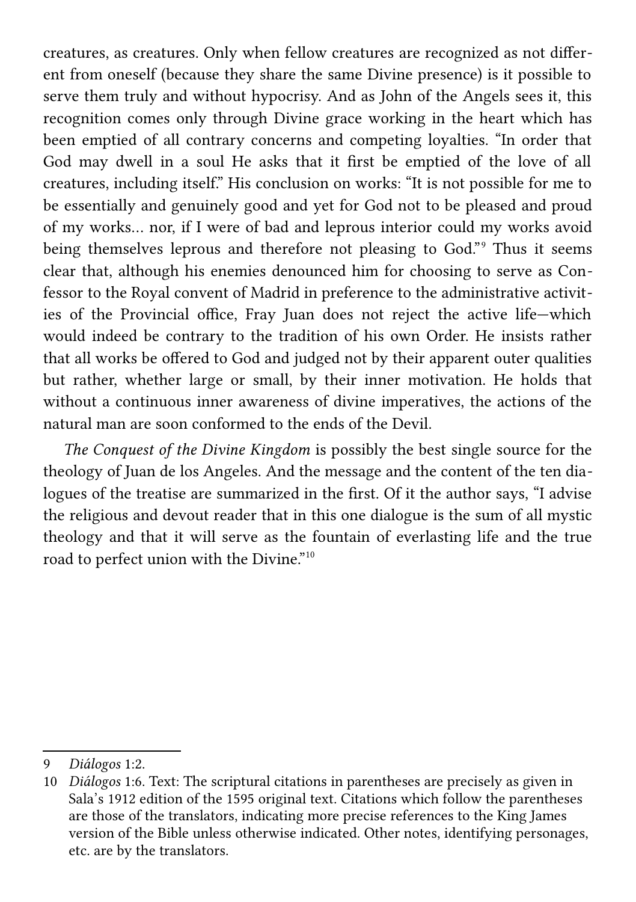creatures, as creatures. Only when fellow creatures are recognized as not different from oneself (because they share the same Divine presence) is it possible to serve them truly and without hypocrisy. And as John of the Angels sees it, this recognition comes only through Divine grace working in the heart which has been emptied of all contrary concerns and competing loyalties. "In order that God may dwell in a soul He asks that it first be emptied of the love of all creatures, including itself." His conclusion on works: "It is not possible for me to be essentially and genuinely good and yet for God not to be pleased and proud of my works… nor, if I were of bad and leprous interior could my works avoid being themselves leprous and therefore not pleasing to God."[9] Thus it seems clear that, although his enemies denounced him for choosing to serve as Confessor to the Royal convent of Madrid in preference to the administrative activities of the Provincial office, Fray Juan does not reject the active life—which would indeed be contrary to the tradition of his own Order. He insists rather that all works be offered to God and judged not by their apparent outer qualities but rather, whether large or small, by their inner motivation. He holds that without a continuous inner awareness of divine imperatives, the actions of the natural man are soon conformed to the ends of the Devil.

*The Conquest of the Divine Kingdom* is possibly the best single source for the theology of Juan de los Angeles. And the message and the content of the ten dialogues of the treatise are summarized in the first. Of it the author says, "I advise the religious and devout reader that in this one dialogue is the sum of all mystic theology and that it will serve as the fountain of everlasting life and the true road to perfect union with the Divine."[10]

---

9 *Diálogos* 1:2.

10 *Diálogos* 1:6. Text: The scriptural citations in parentheses are precisely as given in Sala's 1912 edition of the 1595 original text. Citations which follow the parentheses are those of the translators, indicating more precise references to the King James version of the Bible unless otherwise indicated. Other notes, identifying personages, etc. are by the translators.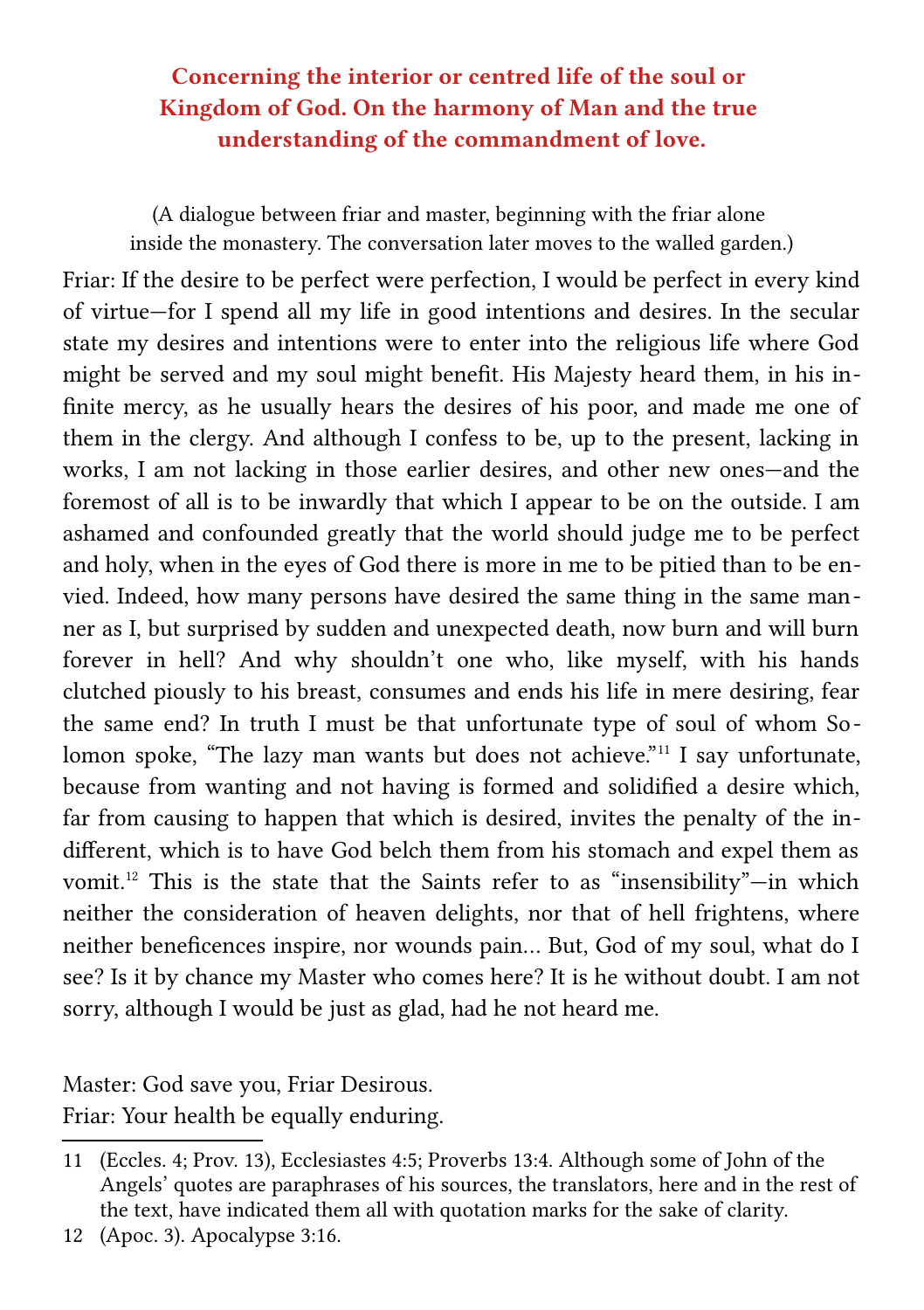## Concerning the interior or centred life of the soul or Kingdom of God. On the harmony of Man and the true understanding of the commandment of love.

(A dialogue between friar and master, beginning with the friar alone inside the monastery. The conversation later moves to the walled garden.)

Friar: If the desire to be perfect were perfection, I would be perfect in every kind of virtue—for I spend all my life in good intentions and desires. In the secular state my desires and intentions were to enter into the religious life where God might be served and my soul might benefit. His Majesty heard them, in his infinite mercy, as he usually hears the desires of his poor, and made me one of them in the clergy. And although I confess to be, up to the present, lacking in works, I am not lacking in those earlier desires, and other new ones—and the foremost of all is to be inwardly that which I appear to be on the outside. I am ashamed and confounded greatly that the world should judge me to be perfect and holy, when in the eyes of God there is more in me to be pitied than to be envied. Indeed, how many persons have desired the same thing in the same manner as I, but surprised by sudden and unexpected death, now burn and will burn forever in hell? And why shouldn't one who, like myself, with his hands clutched piously to his breast, consumes and ends his life in mere desiring, fear the same end? In truth I must be that unfortunate type of soul of whom Solomon spoke, "The lazy man wants but does not achieve."[11] I say unfortunate, because from wanting and not having is formed and solidified a desire which, far from causing to happen that which is desired, invites the penalty of the indifferent, which is to have God belch them from his stomach and expel them as vomit.[12] This is the state that the Saints refer to as "insensibility"—in which neither the consideration of heaven delights, nor that of hell frightens, where neither beneficences inspire, nor wounds pain… But, God of my soul, what do I see? Is it by chance my Master who comes here? It is he without doubt. I am not sorry, although I would be just as glad, had he not heard me.

Master: God save you, Friar Desirous.
Friar: Your health be equally enduring.

---

11 (Eccles. 4; Prov. 13), Ecclesiastes 4:5; Proverbs 13:4. Although some of John of the Angels' quotes are paraphrases of his sources, the translators, here and in the rest of the text, have indicated them all with quotation marks for the sake of clarity.

12 (Apoc. 3). Apocalypse 3:16.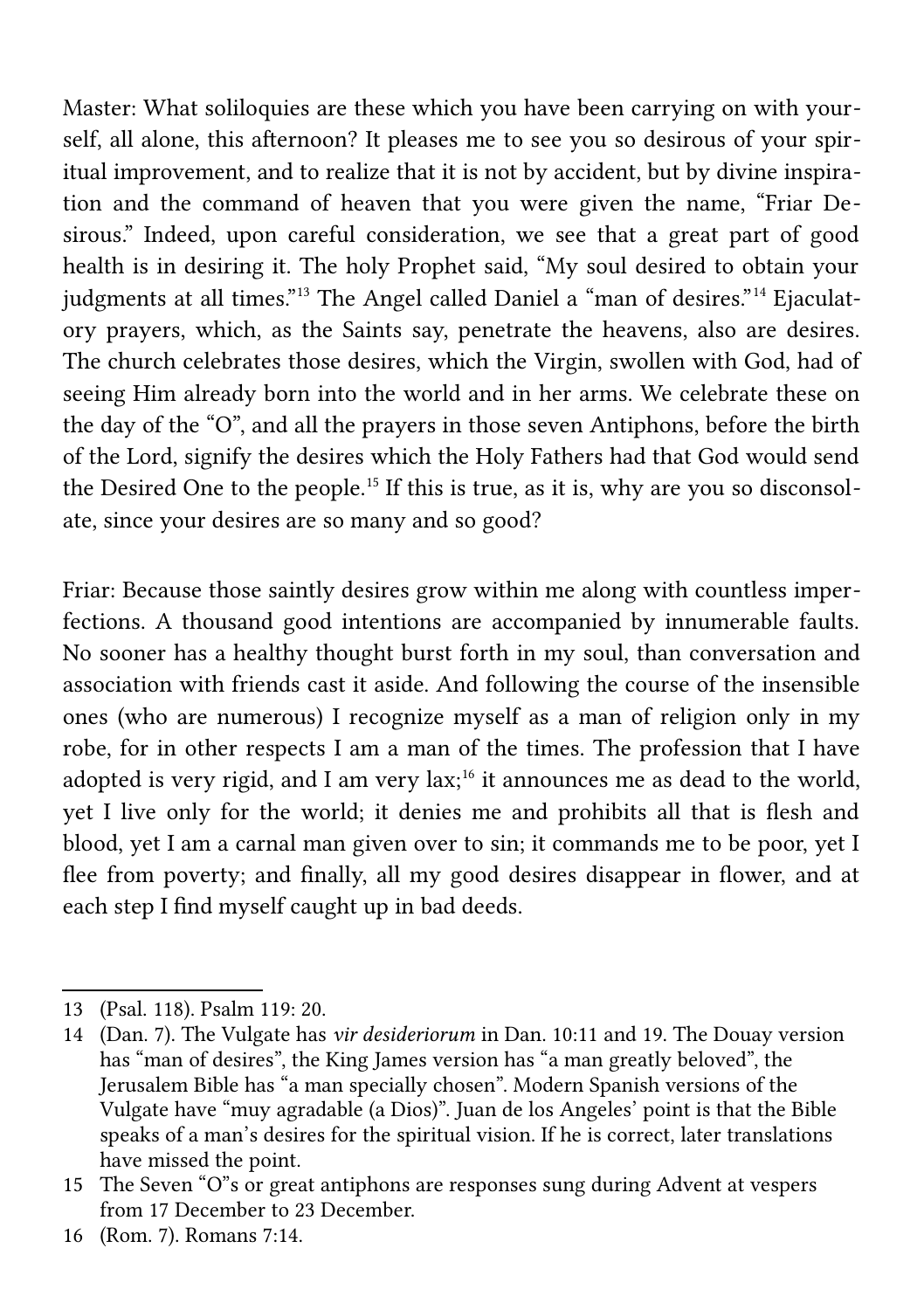Master: What soliloquies are these which you have been carrying on with yourself, all alone, this afternoon? It pleases me to see you so desirous of your spiritual improvement, and to realize that it is not by accident, but by divine inspiration and the command of heaven that you were given the name, "Friar Desirous." Indeed, upon careful consideration, we see that a great part of good health is in desiring it. The holy Prophet said, "My soul desired to obtain your judgments at all times."[13] The Angel called Daniel a "man of desires."[14] Ejaculatory prayers, which, as the Saints say, penetrate the heavens, also are desires. The church celebrates those desires, which the Virgin, swollen with God, had of seeing Him already born into the world and in her arms. We celebrate these on the day of the "O", and all the prayers in those seven Antiphons, before the birth of the Lord, signify the desires which the Holy Fathers had that God would send the Desired One to the people.[15] If this is true, as it is, why are you so disconsolate, since your desires are so many and so good?

Friar: Because those saintly desires grow within me along with countless imperfections. A thousand good intentions are accompanied by innumerable faults. No sooner has a healthy thought burst forth in my soul, than conversation and association with friends cast it aside. And following the course of the insensible ones (who are numerous) I recognize myself as a man of religion only in my robe, for in other respects I am a man of the times. The profession that I have adopted is very rigid, and I am very lax;[16] it announces me as dead to the world, yet I live only for the world; it denies me and prohibits all that is flesh and blood, yet I am a carnal man given over to sin; it commands me to be poor, yet I flee from poverty; and finally, all my good desires disappear in flower, and at each step I find myself caught up in bad deeds.

---

13 (Psal. 118). Psalm 119: 20.

14 (Dan. 7). The Vulgate has *vir desideriorum* in Dan. 10:11 and 19. The Douay version has "man of desires", the King James version has "a man greatly beloved", the Jerusalem Bible has "a man specially chosen". Modern Spanish versions of the Vulgate have "muy agradable (a Dios)". Juan de los Angeles' point is that the Bible speaks of a man's desires for the spiritual vision. If he is correct, later translations have missed the point.

15 The Seven "O"s or great antiphons are responses sung during Advent at vespers from 17 December to 23 December.

16 (Rom. 7). Romans 7:14.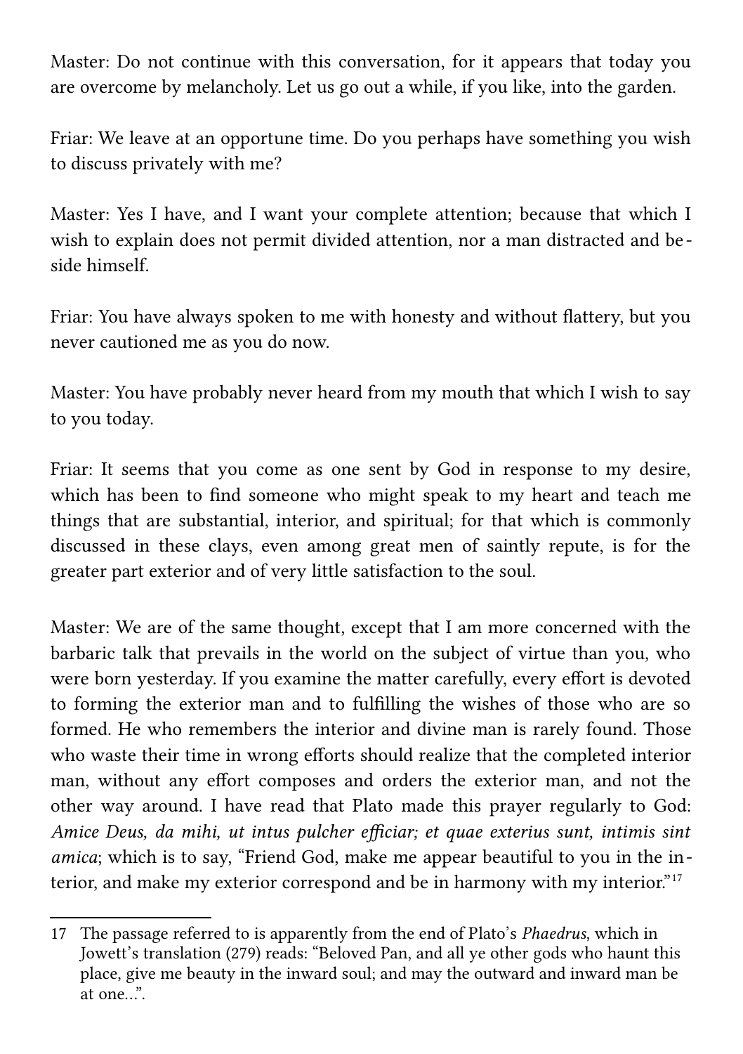Master: Do not continue with this conversation, for it appears that today you are overcome by melancholy. Let us go out a while, if you like, into the garden.

Friar: We leave at an opportune time. Do you perhaps have something you wish to discuss privately with me?

Master: Yes I have, and I want your complete attention; because that which I wish to explain does not permit divided attention, nor a man distracted and beside himself.

Friar: You have always spoken to me with honesty and without flattery, but you never cautioned me as you do now.

Master: You have probably never heard from my mouth that which I wish to say to you today.

Friar: It seems that you come as one sent by God in response to my desire, which has been to find someone who might speak to my heart and teach me things that are substantial, interior, and spiritual; for that which is commonly discussed in these clays, even among great men of saintly repute, is for the greater part exterior and of very little satisfaction to the soul.

Master: We are of the same thought, except that I am more concerned with the barbaric talk that prevails in the world on the subject of virtue than you, who were born yesterday. If you examine the matter carefully, every effort is devoted to forming the exterior man and to fulfilling the wishes of those who are so formed. He who remembers the interior and divine man is rarely found. Those who waste their time in wrong efforts should realize that the completed interior man, without any effort composes and orders the exterior man, and not the other way around. I have read that Plato made this prayer regularly to God: *Amice Deus, da mihi, ut intus pulcher efficiar; et quae exterius sunt, intimis sint amica*; which is to say, "Friend God, make me appear beautiful to you in the interior, and make my exterior correspond and be in harmony with my interior."[17]

---

17 The passage referred to is apparently from the end of Plato's *Phaedrus*, which in Jowett's translation (279) reads: "Beloved Pan, and all ye other gods who haunt this place, give me beauty in the inward soul; and may the outward and inward man be at one...".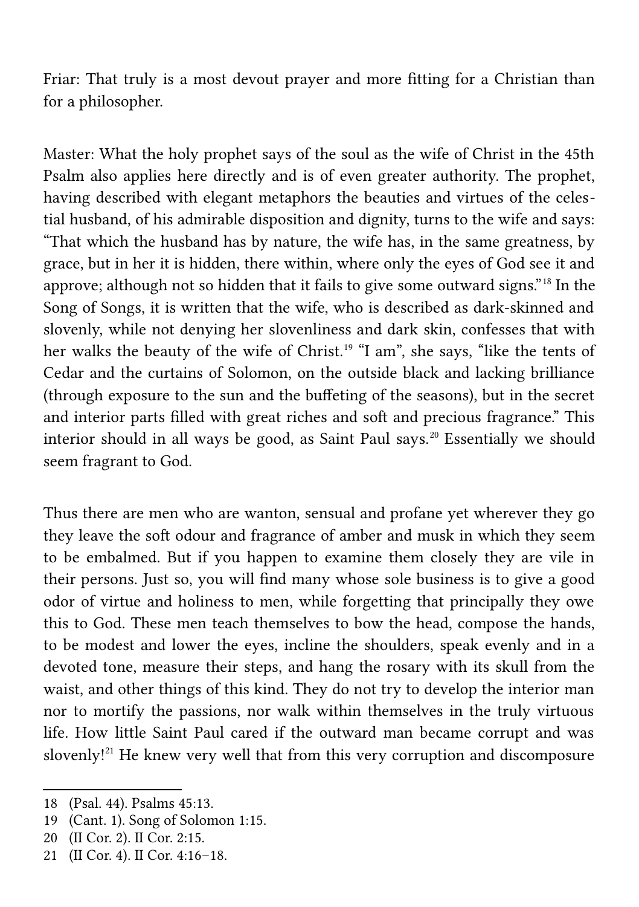Friar: That truly is a most devout prayer and more fitting for a Christian than for a philosopher.

Master: What the holy prophet says of the soul as the wife of Christ in the 45th Psalm also applies here directly and is of even greater authority. The prophet, having described with elegant metaphors the beauties and virtues of the celestial husband, of his admirable disposition and dignity, turns to the wife and says: "That which the husband has by nature, the wife has, in the same greatness, by grace, but in her it is hidden, there within, where only the eyes of God see it and approve; although not so hidden that it fails to give some outward signs."[18] In the Song of Songs, it is written that the wife, who is described as dark-skinned and slovenly, while not denying her slovenliness and dark skin, confesses that with her walks the beauty of the wife of Christ.[19] "I am", she says, "like the tents of Cedar and the curtains of Solomon, on the outside black and lacking brilliance (through exposure to the sun and the buffeting of the seasons), but in the secret and interior parts filled with great riches and soft and precious fragrance." This interior should in all ways be good, as Saint Paul says.[20] Essentially we should seem fragrant to God.

Thus there are men who are wanton, sensual and profane yet wherever they go they leave the soft odour and fragrance of amber and musk in which they seem to be embalmed. But if you happen to examine them closely they are vile in their persons. Just so, you will find many whose sole business is to give a good odor of virtue and holiness to men, while forgetting that principally they owe this to God. These men teach themselves to bow the head, compose the hands, to be modest and lower the eyes, incline the shoulders, speak evenly and in a devoted tone, measure their steps, and hang the rosary with its skull from the waist, and other things of this kind. They do not try to develop the interior man nor to mortify the passions, nor walk within themselves in the truly virtuous life. How little Saint Paul cared if the outward man became corrupt and was slovenly![21] He knew very well that from this very corruption and discomposure

---

18 (Psal. 44). Psalms 45:13.

19 (Cant. 1). Song of Solomon 1:15.

20 (II Cor. 2). II Cor. 2:15.

21 (II Cor. 4). II Cor. 4:16–18.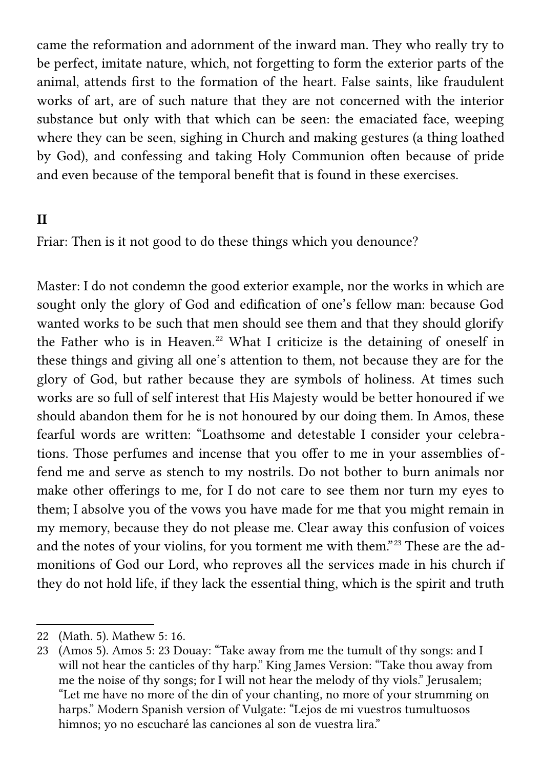came the reformation and adornment of the inward man. They who really try to be perfect, imitate nature, which, not forgetting to form the exterior parts of the animal, attends first to the formation of the heart. False saints, like fraudulent works of art, are of such nature that they are not concerned with the interior substance but only with that which can be seen: the emaciated face, weeping where they can be seen, sighing in Church and making gestures (a thing loathed by God), and confessing and taking Holy Communion often because of pride and even because of the temporal benefit that is found in these exercises.

**II**

Friar: Then is it not good to do these things which you denounce?

Master: I do not condemn the good exterior example, nor the works in which are sought only the glory of God and edification of one's fellow man: because God wanted works to be such that men should see them and that they should glorify the Father who is in Heaven.[22] What I criticize is the detaining of oneself in these things and giving all one's attention to them, not because they are for the glory of God, but rather because they are symbols of holiness. At times such works are so full of self interest that His Majesty would be better honoured if we should abandon them for he is not honoured by our doing them. In Amos, these fearful words are written: "Loathsome and detestable I consider your celebrations. Those perfumes and incense that you offer to me in your assemblies offend me and serve as stench to my nostrils. Do not bother to burn animals nor make other offerings to me, for I do not care to see them nor turn my eyes to them; I absolve you of the vows you have made for me that you might remain in my memory, because they do not please me. Clear away this confusion of voices and the notes of your violins, for you torment me with them."[23] These are the admonitions of God our Lord, who reproves all the services made in his church if they do not hold life, if they lack the essential thing, which is the spirit and truth

---

22 (Math. 5). Mathew 5: 16.

23 (Amos 5). Amos 5: 23 Douay: "Take away from me the tumult of thy songs: and I will not hear the canticles of thy harp." King James Version: "Take thou away from me the noise of thy songs; for I will not hear the melody of thy viols." Jerusalem; "Let me have no more of the din of your chanting, no more of your strumming on harps." Modern Spanish version of Vulgate: "Lejos de mi vuestros tumultuosos himnos; yo no escucharé las canciones al son de vuestra lira."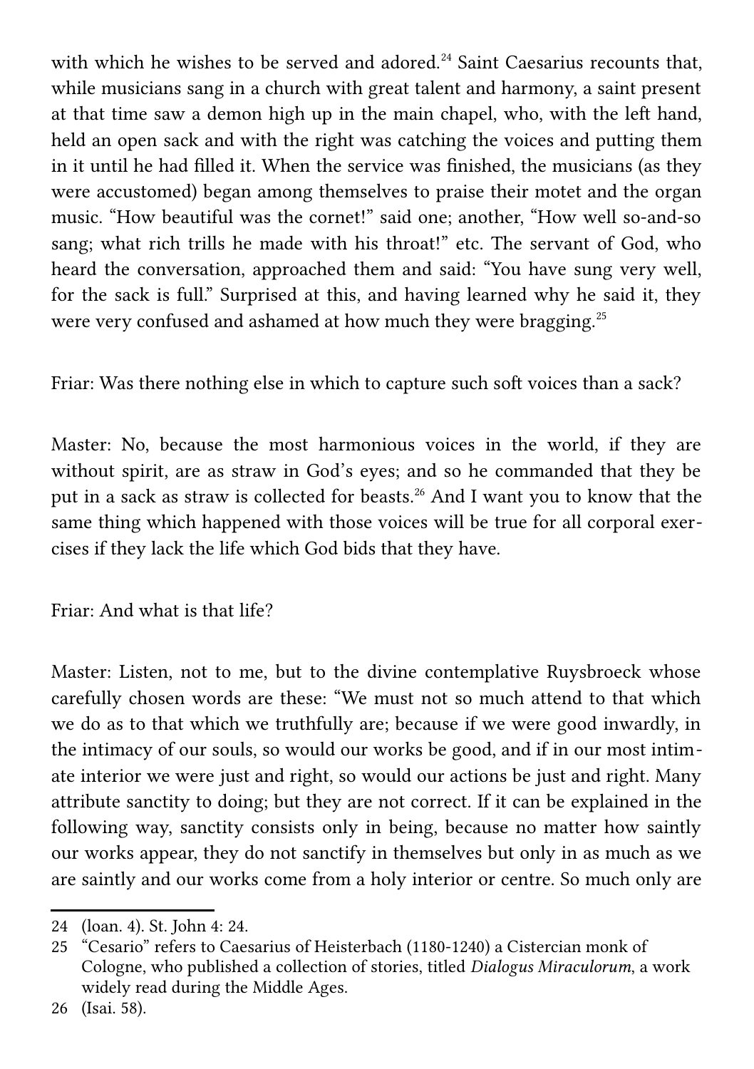with which he wishes to be served and adored.[24] Saint Caesarius recounts that, while musicians sang in a church with great talent and harmony, a saint present at that time saw a demon high up in the main chapel, who, with the left hand, held an open sack and with the right was catching the voices and putting them in it until he had filled it. When the service was finished, the musicians (as they were accustomed) began among themselves to praise their motet and the organ music. "How beautiful was the cornet!" said one; another, "How well so-and-so sang; what rich trills he made with his throat!" etc. The servant of God, who heard the conversation, approached them and said: "You have sung very well, for the sack is full." Surprised at this, and having learned why he said it, they were very confused and ashamed at how much they were bragging.[25]

Friar: Was there nothing else in which to capture such soft voices than a sack?

Master: No, because the most harmonious voices in the world, if they are without spirit, are as straw in God's eyes; and so he commanded that they be put in a sack as straw is collected for beasts.[26] And I want you to know that the same thing which happened with those voices will be true for all corporal exercises if they lack the life which God bids that they have.

Friar: And what is that life?

Master: Listen, not to me, but to the divine contemplative Ruysbroeck whose carefully chosen words are these: "We must not so much attend to that which we do as to that which we truthfully are; because if we were good inwardly, in the intimacy of our souls, so would our works be good, and if in our most intimate interior we were just and right, so would our actions be just and right. Many attribute sanctity to doing; but they are not correct. If it can be explained in the following way, sanctity consists only in being, because no matter how saintly our works appear, they do not sanctify in themselves but only in as much as we are saintly and our works come from a holy interior or centre. So much only are

---

24 (Ioan. 4). St. John 4: 24.

25 "Cesario" refers to Caesarius of Heisterbach (1180-1240) a Cistercian monk of Cologne, who published a collection of stories, titled *Dialogus Miraculorum*, a work widely read during the Middle Ages.

26 (Isai. 58).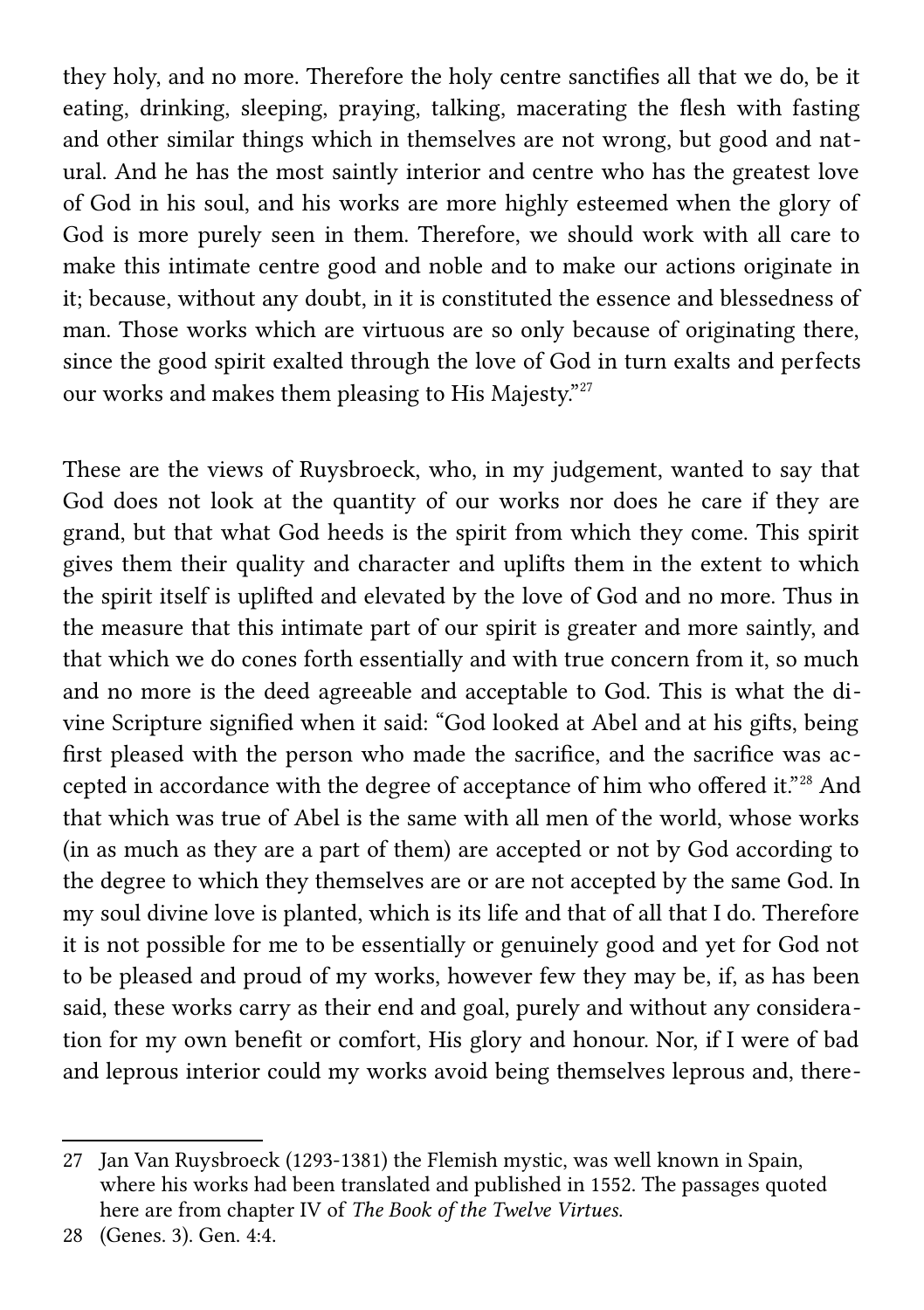they holy, and no more. Therefore the holy centre sanctifies all that we do, be it eating, drinking, sleeping, praying, talking, macerating the flesh with fasting and other similar things which in themselves are not wrong, but good and natural. And he has the most saintly interior and centre who has the greatest love of God in his soul, and his works are more highly esteemed when the glory of God is more purely seen in them. Therefore, we should work with all care to make this intimate centre good and noble and to make our actions originate in it; because, without any doubt, in it is constituted the essence and blessedness of man. Those works which are virtuous are so only because of originating there, since the good spirit exalted through the love of God in turn exalts and perfects our works and makes them pleasing to His Majesty."[27]

These are the views of Ruysbroeck, who, in my judgement, wanted to say that God does not look at the quantity of our works nor does he care if they are grand, but that what God heeds is the spirit from which they come. This spirit gives them their quality and character and uplifts them in the extent to which the spirit itself is uplifted and elevated by the love of God and no more. Thus in the measure that this intimate part of our spirit is greater and more saintly, and that which we do cones forth essentially and with true concern from it, so much and no more is the deed agreeable and acceptable to God. This is what the divine Scripture signified when it said: "God looked at Abel and at his gifts, being first pleased with the person who made the sacrifice, and the sacrifice was accepted in accordance with the degree of acceptance of him who offered it."[28] And that which was true of Abel is the same with all men of the world, whose works (in as much as they are a part of them) are accepted or not by God according to the degree to which they themselves are or are not accepted by the same God. In my soul divine love is planted, which is its life and that of all that I do. Therefore it is not possible for me to be essentially or genuinely good and yet for God not to be pleased and proud of my works, however few they may be, if, as has been said, these works carry as their end and goal, purely and without any consideration for my own benefit or comfort, His glory and honour. Nor, if I were of bad and leprous interior could my works avoid being themselves leprous and, there-

---

27 Jan Van Ruysbroeck (1293-1381) the Flemish mystic, was well known in Spain, where his works had been translated and published in 1552. The passages quoted here are from chapter IV of *The Book of the Twelve Virtues.*

28 (Genes. 3). Gen. 4:4.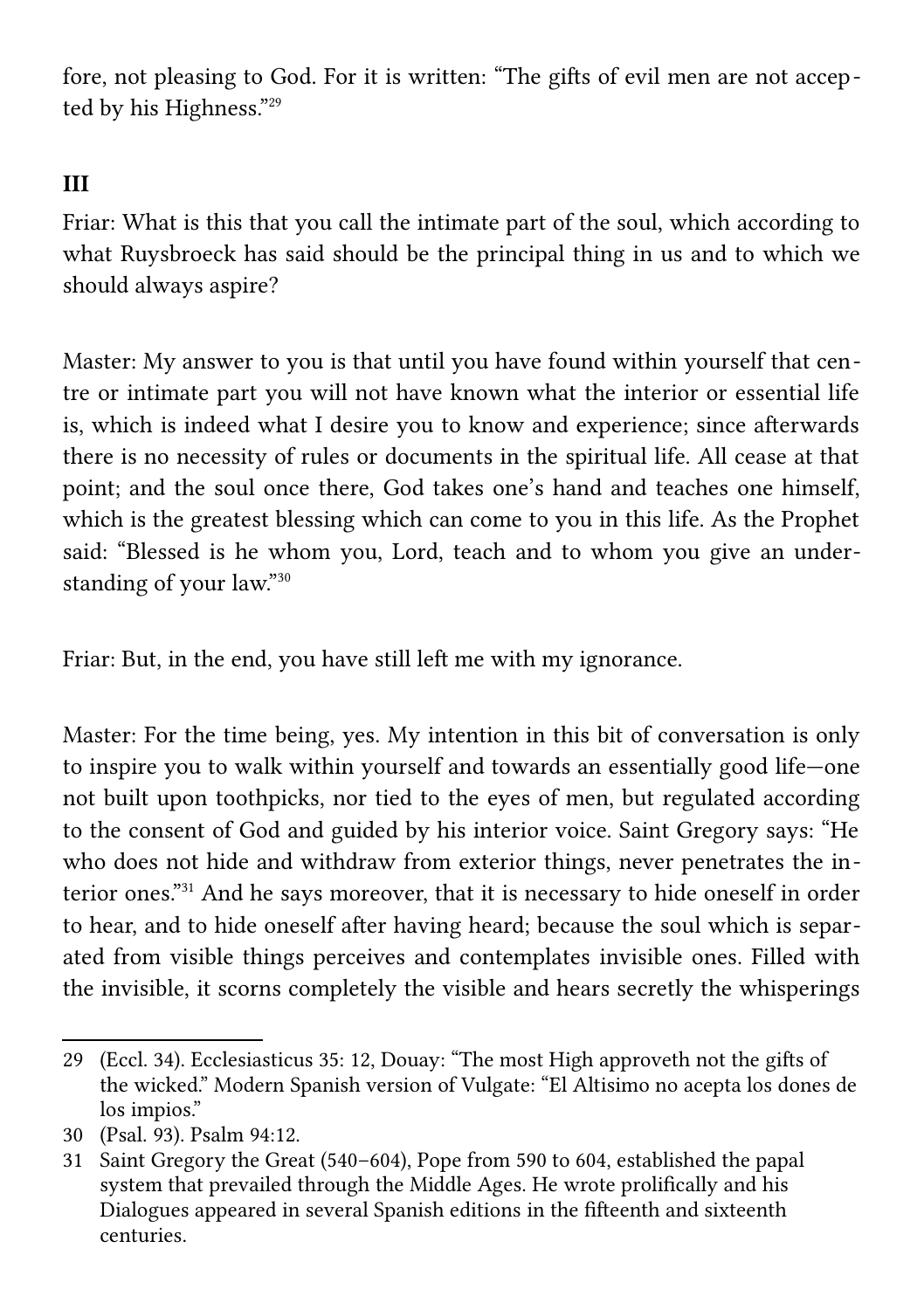fore, not pleasing to God. For it is written: "The gifts of evil men are not accepted by his Highness."[29]

### III

Friar: What is this that you call the intimate part of the soul, which according to what Ruysbroeck has said should be the principal thing in us and to which we should always aspire?

Master: My answer to you is that until you have found within yourself that centre or intimate part you will not have known what the interior or essential life is, which is indeed what I desire you to know and experience; since afterwards there is no necessity of rules or documents in the spiritual life. All cease at that point; and the soul once there, God takes one's hand and teaches one himself, which is the greatest blessing which can come to you in this life. As the Prophet said: "Blessed is he whom you, Lord, teach and to whom you give an understanding of your law."[30]

Friar: But, in the end, you have still left me with my ignorance.

Master: For the time being, yes. My intention in this bit of conversation is only to inspire you to walk within yourself and towards an essentially good life—one not built upon toothpicks, nor tied to the eyes of men, but regulated according to the consent of God and guided by his interior voice. Saint Gregory says: "He who does not hide and withdraw from exterior things, never penetrates the interior ones."[31] And he says moreover, that it is necessary to hide oneself in order to hear, and to hide oneself after having heard; because the soul which is separated from visible things perceives and contemplates invisible ones. Filled with the invisible, it scorns completely the visible and hears secretly the whisperings

---

29 (Eccl. 34). Ecclesiasticus 35: 12, Douay: "The most High approveth not the gifts of the wicked." Modern Spanish version of Vulgate: "El Altisimo no acepta los dones de los impios."

30 (Psal. 93). Psalm 94:12.

31 Saint Gregory the Great (540–604), Pope from 590 to 604, established the papal system that prevailed through the Middle Ages. He wrote prolifically and his Dialogues appeared in several Spanish editions in the fifteenth and sixteenth centuries.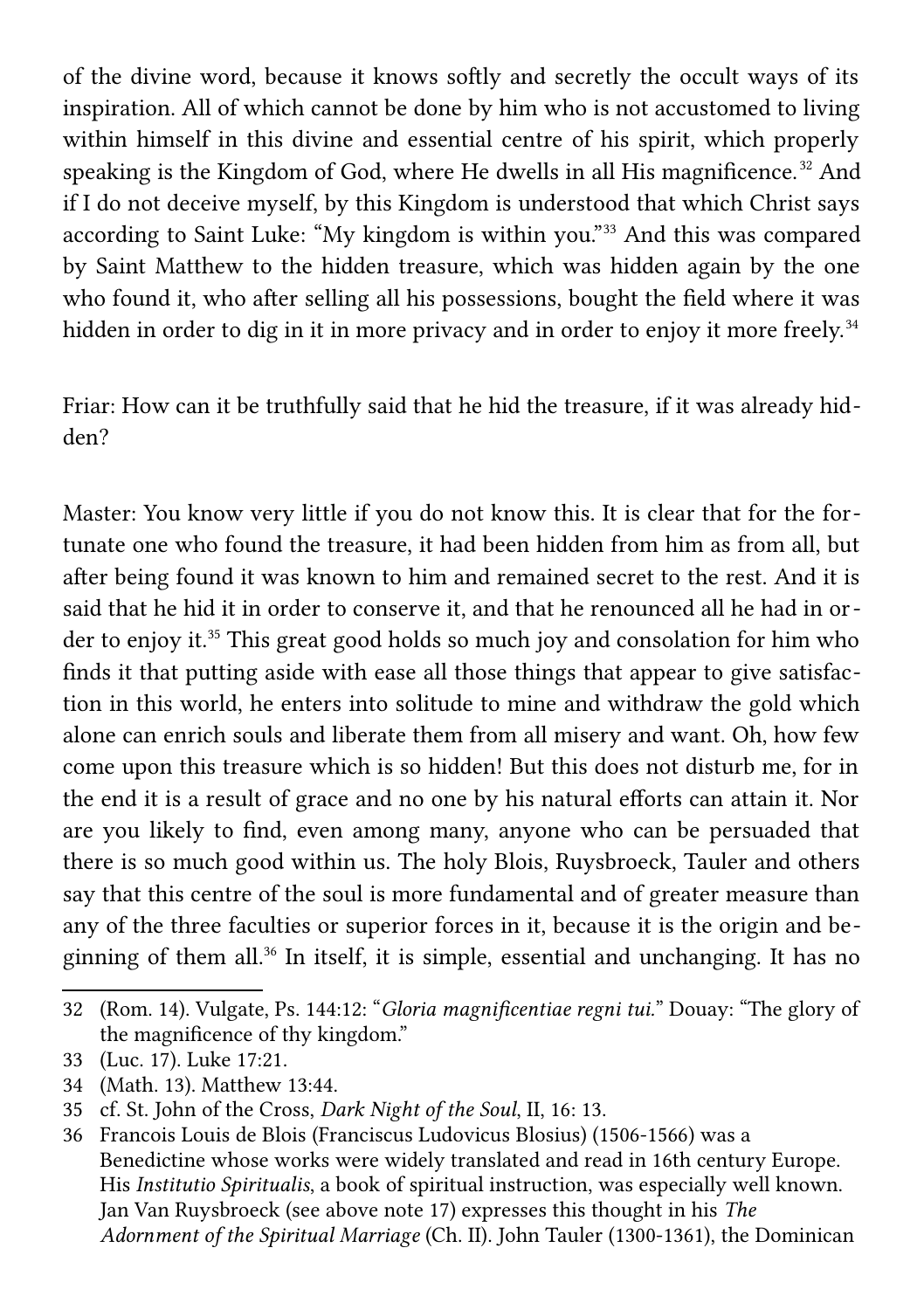of the divine word, because it knows softly and secretly the occult ways of its inspiration. All of which cannot be done by him who is not accustomed to living within himself in this divine and essential centre of his spirit, which properly speaking is the Kingdom of God, where He dwells in all His magnificence.[32] And if I do not deceive myself, by this Kingdom is understood that which Christ says according to Saint Luke: "My kingdom is within you."[33] And this was compared by Saint Matthew to the hidden treasure, which was hidden again by the one who found it, who after selling all his possessions, bought the field where it was hidden in order to dig in it in more privacy and in order to enjoy it more freely.[34]

Friar: How can it be truthfully said that he hid the treasure, if it was already hidden?

Master: You know very little if you do not know this. It is clear that for the fortunate one who found the treasure, it had been hidden from him as from all, but after being found it was known to him and remained secret to the rest. And it is said that he hid it in order to conserve it, and that he renounced all he had in order to enjoy it.[35] This great good holds so much joy and consolation for him who finds it that putting aside with ease all those things that appear to give satisfaction in this world, he enters into solitude to mine and withdraw the gold which alone can enrich souls and liberate them from all misery and want. Oh, how few come upon this treasure which is so hidden! But this does not disturb me, for in the end it is a result of grace and no one by his natural efforts can attain it. Nor are you likely to find, even among many, anyone who can be persuaded that there is so much good within us. The holy Blois, Ruysbroeck, Tauler and others say that this centre of the soul is more fundamental and of greater measure than any of the three faculties or superior forces in it, because it is the origin and beginning of them all.[36] In itself, it is simple, essential and unchanging. It has no

---

32 (Rom. 14). Vulgate, Ps. 144:12: "*Gloria magnificentiae regni tui.*" Douay: "The glory of the magnificence of thy kingdom."

33 (Luc. 17). Luke 17:21.

34 (Math. 13). Matthew 13:44.

35 cf. St. John of the Cross, *Dark Night of the Soul*, II, 16: 13.

36 Francois Louis de Blois (Franciscus Ludovicus Blosius) (1506-1566) was a Benedictine whose works were widely translated and read in 16th century Europe. His *Institutio Spiritualis*, a book of spiritual instruction, was especially well known. Jan Van Ruysbroeck (see above note 17) expresses this thought in his *The Adornment of the Spiritual Marriage* (Ch. II). John Tauler (1300-1361), the Dominican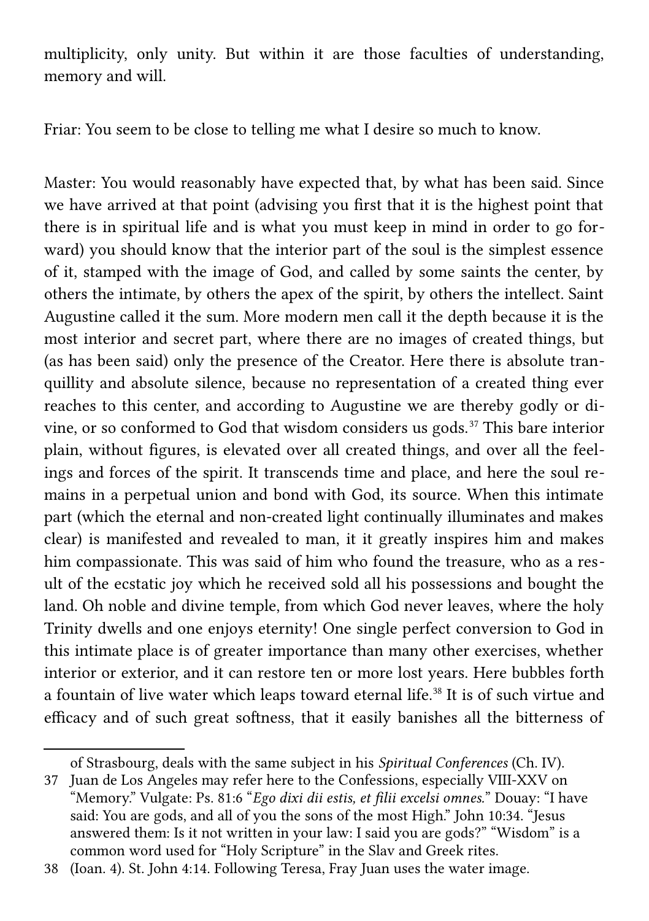multiplicity, only unity. But within it are those faculties of understanding, memory and will.

Friar: You seem to be close to telling me what I desire so much to know.

Master: You would reasonably have expected that, by what has been said. Since we have arrived at that point (advising you first that it is the highest point that there is in spiritual life and is what you must keep in mind in order to go forward) you should know that the interior part of the soul is the simplest essence of it, stamped with the image of God, and called by some saints the center, by others the intimate, by others the apex of the spirit, by others the intellect. Saint Augustine called it the sum. More modern men call it the depth because it is the most interior and secret part, where there are no images of created things, but (as has been said) only the presence of the Creator. Here there is absolute tranquillity and absolute silence, because no representation of a created thing ever reaches to this center, and according to Augustine we are thereby godly or divine, or so conformed to God that wisdom considers us gods.[37] This bare interior plain, without figures, is elevated over all created things, and over all the feelings and forces of the spirit. It transcends time and place, and here the soul remains in a perpetual union and bond with God, its source. When this intimate part (which the eternal and non-created light continually illuminates and makes clear) is manifested and revealed to man, it it greatly inspires him and makes him compassionate. This was said of him who found the treasure, who as a result of the ecstatic joy which he received sold all his possessions and bought the land. Oh noble and divine temple, from which God never leaves, where the holy Trinity dwells and one enjoys eternity! One single perfect conversion to God in this intimate place is of greater importance than many other exercises, whether interior or exterior, and it can restore ten or more lost years. Here bubbles forth a fountain of live water which leaps toward eternal life.[38] It is of such virtue and efficacy and of such great softness, that it easily banishes all the bitterness of

---

of Strasbourg, deals with the same subject in his *Spiritual Conferences* (Ch. IV).

37 Juan de Los Angeles may refer here to the Confessions, especially VIII-XXV on "Memory." Vulgate: Ps. 81:6 "*Ego dixi dii estis, et filii excelsi omnes.*" Douay: "I have said: You are gods, and all of you the sons of the most High." John 10:34. "Jesus answered them: Is it not written in your law: I said you are gods?" "Wisdom" is a common word used for "Holy Scripture" in the Slav and Greek rites.

38 (Ioan. 4). St. John 4:14. Following Teresa, Fray Juan uses the water image.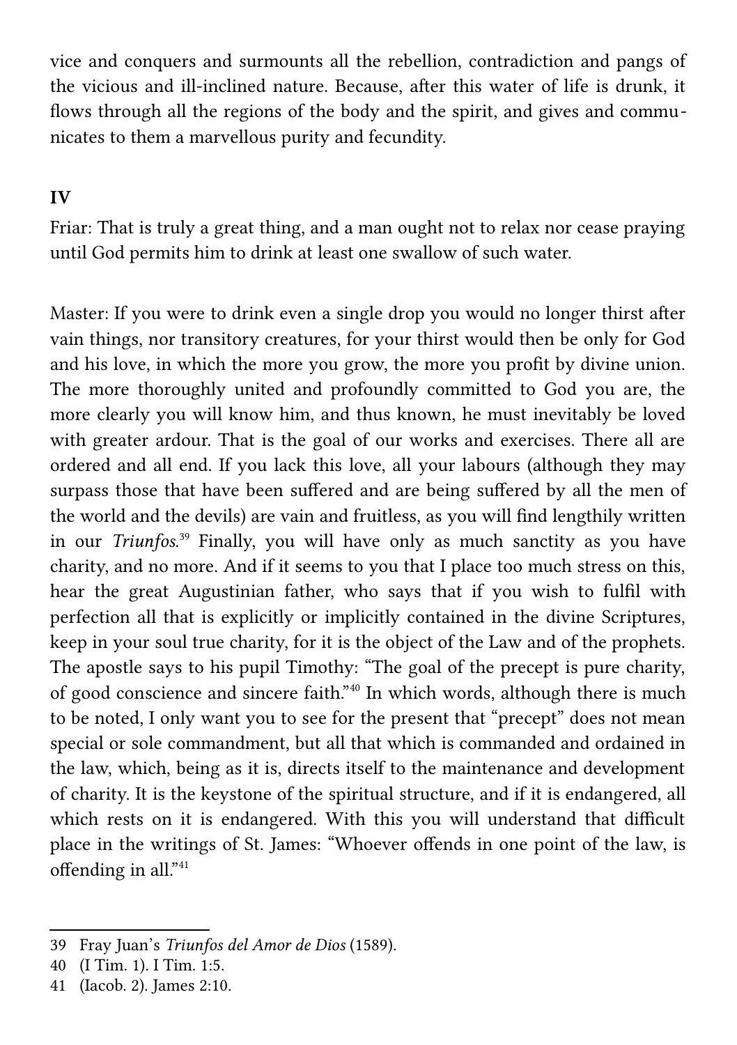vice and conquers and surmounts all the rebellion, contradiction and pangs of the vicious and ill-inclined nature. Because, after this water of life is drunk, it flows through all the regions of the body and the spirit, and gives and communicates to them a marvellous purity and fecundity.

**IV**

Friar: That is truly a great thing, and a man ought not to relax nor cease praying until God permits him to drink at least one swallow of such water.

Master: If you were to drink even a single drop you would no longer thirst after vain things, nor transitory creatures, for your thirst would then be only for God and his love, in which the more you grow, the more you profit by divine union. The more thoroughly united and profoundly committed to God you are, the more clearly you will know him, and thus known, he must inevitably be loved with greater ardour. That is the goal of our works and exercises. There all are ordered and all end. If you lack this love, all your labours (although they may surpass those that have been suffered and are being suffered by all the men of the world and the devils) are vain and fruitless, as you will find lengthily written in our *Triunfos.*[39] Finally, you will have only as much sanctity as you have charity, and no more. And if it seems to you that I place too much stress on this, hear the great Augustinian father, who says that if you wish to fulfil with perfection all that is explicitly or implicitly contained in the divine Scriptures, keep in your soul true charity, for it is the object of the Law and of the prophets. The apostle says to his pupil Timothy: "The goal of the precept is pure charity, of good conscience and sincere faith."[40] In which words, although there is much to be noted, I only want you to see for the present that "precept" does not mean special or sole commandment, but all that which is commanded and ordained in the law, which, being as it is, directs itself to the maintenance and development of charity. It is the keystone of the spiritual structure, and if it is endangered, all which rests on it is endangered. With this you will understand that difficult place in the writings of St. James: "Whoever offends in one point of the law, is offending in all."[41]

---

39 Fray Juan's *Triunfos del Amor de Dios* (1589).

40 (I Tim. 1). I Tim. 1:5.

41 (Iacob. 2). James 2:10.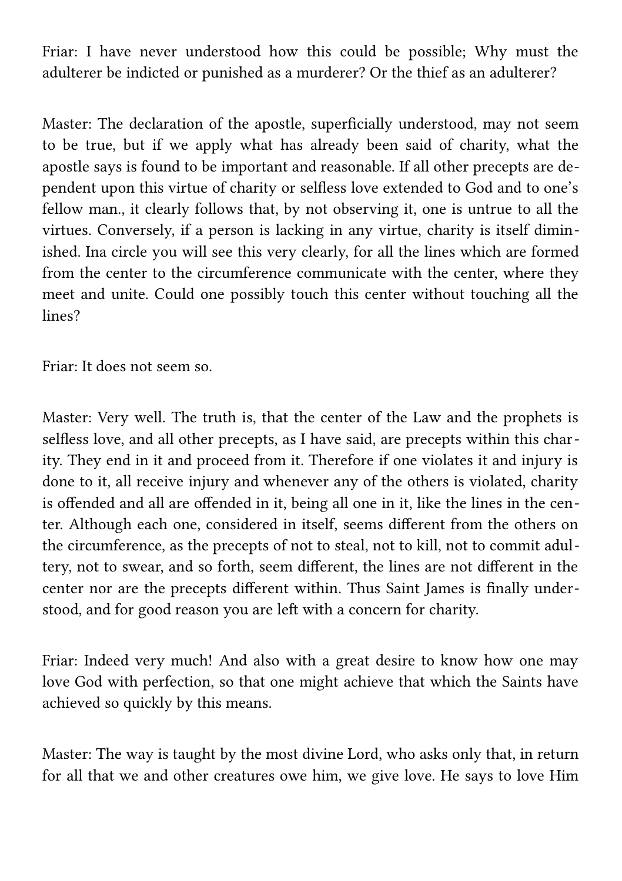Friar: I have never understood how this could be possible; Why must the adulterer be indicted or punished as a murderer? Or the thief as an adulterer?

Master: The declaration of the apostle, superficially understood, may not seem to be true, but if we apply what has already been said of charity, what the apostle says is found to be important and reasonable. If all other precepts are dependent upon this virtue of charity or selfless love extended to God and to one's fellow man., it clearly follows that, by not observing it, one is untrue to all the virtues. Conversely, if a person is lacking in any virtue, charity is itself diminished. Ina circle you will see this very clearly, for all the lines which are formed from the center to the circumference communicate with the center, where they meet and unite. Could one possibly touch this center without touching all the lines?

Friar: It does not seem so.

Master: Very well. The truth is, that the center of the Law and the prophets is selfless love, and all other precepts, as I have said, are precepts within this charity. They end in it and proceed from it. Therefore if one violates it and injury is done to it, all receive injury and whenever any of the others is violated, charity is offended and all are offended in it, being all one in it, like the lines in the center. Although each one, considered in itself, seems different from the others on the circumference, as the precepts of not to steal, not to kill, not to commit adultery, not to swear, and so forth, seem different, the lines are not different in the center nor are the precepts different within. Thus Saint James is finally understood, and for good reason you are left with a concern for charity.

Friar: Indeed very much! And also with a great desire to know how one may love God with perfection, so that one might achieve that which the Saints have achieved so quickly by this means.

Master: The way is taught by the most divine Lord, who asks only that, in return for all that we and other creatures owe him, we give love. He says to love Him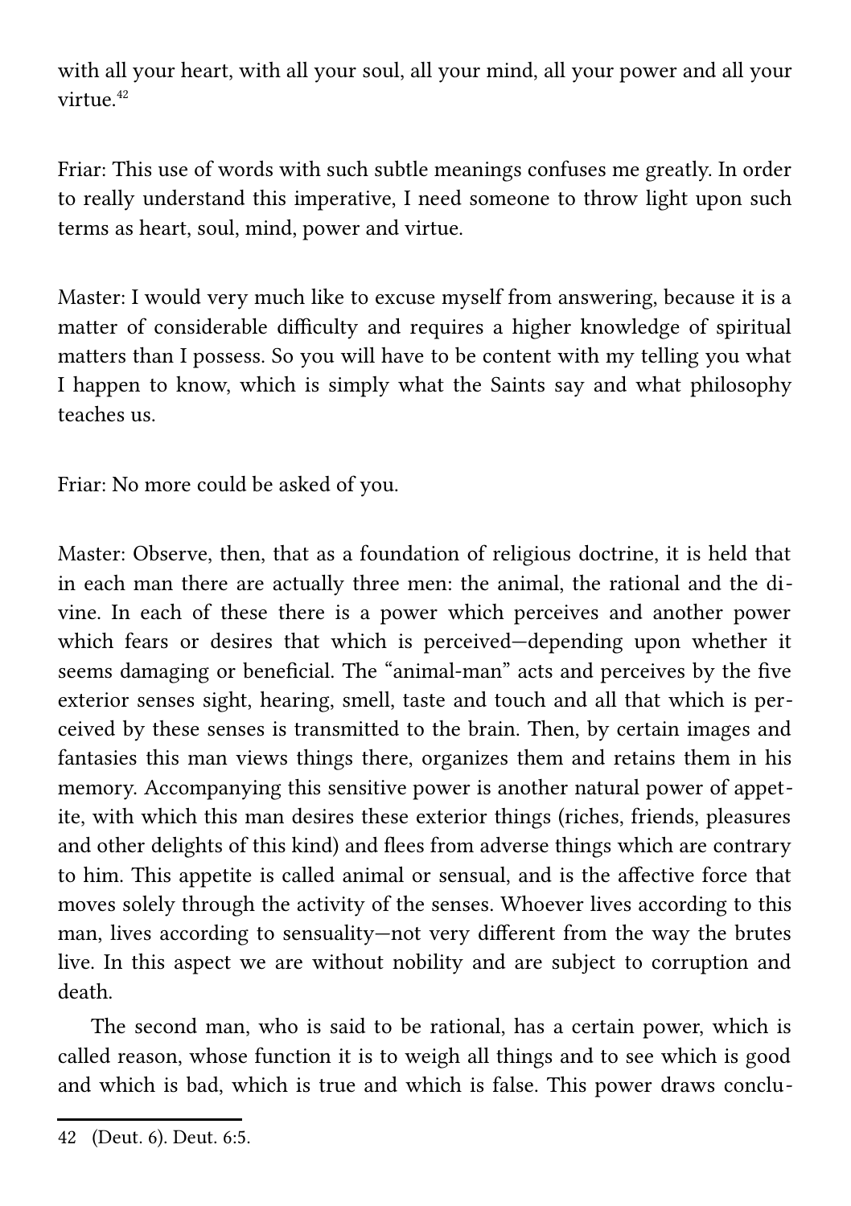with all your heart, with all your soul, all your mind, all your power and all your virtue.[42]

Friar: This use of words with such subtle meanings confuses me greatly. In order to really understand this imperative, I need someone to throw light upon such terms as heart, soul, mind, power and virtue.

Master: I would very much like to excuse myself from answering, because it is a matter of considerable difficulty and requires a higher knowledge of spiritual matters than I possess. So you will have to be content with my telling you what I happen to know, which is simply what the Saints say and what philosophy teaches us.

Friar: No more could be asked of you.

Master: Observe, then, that as a foundation of religious doctrine, it is held that in each man there are actually three men: the animal, the rational and the divine. In each of these there is a power which perceives and another power which fears or desires that which is perceived—depending upon whether it seems damaging or beneficial. The "animal-man" acts and perceives by the five exterior senses sight, hearing, smell, taste and touch and all that which is perceived by these senses is transmitted to the brain. Then, by certain images and fantasies this man views things there, organizes them and retains them in his memory. Accompanying this sensitive power is another natural power of appetite, with which this man desires these exterior things (riches, friends, pleasures and other delights of this kind) and flees from adverse things which are contrary to him. This appetite is called animal or sensual, and is the affective force that moves solely through the activity of the senses. Whoever lives according to this man, lives according to sensuality—not very different from the way the brutes live. In this aspect we are without nobility and are subject to corruption and death.

The second man, who is said to be rational, has a certain power, which is called reason, whose function it is to weigh all things and to see which is good and which is bad, which is true and which is false. This power draws conclu-

---

42 (Deut. 6). Deut. 6:5.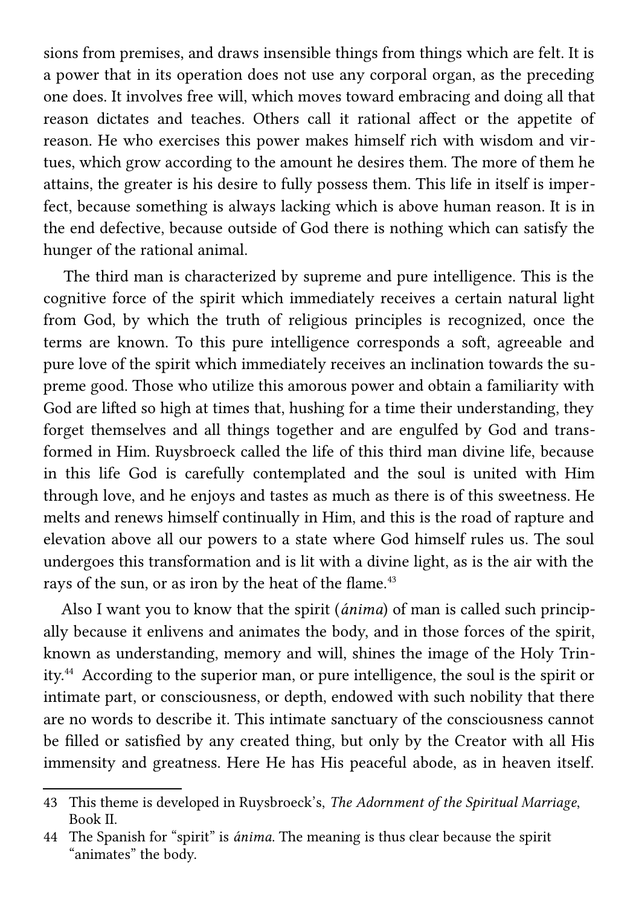sions from premises, and draws insensible things from things which are felt. It is a power that in its operation does not use any corporal organ, as the preceding one does. It involves free will, which moves toward embracing and doing all that reason dictates and teaches. Others call it rational affect or the appetite of reason. He who exercises this power makes himself rich with wisdom and virtues, which grow according to the amount he desires them. The more of them he attains, the greater is his desire to fully possess them. This life in itself is imperfect, because something is always lacking which is above human reason. It is in the end defective, because outside of God there is nothing which can satisfy the hunger of the rational animal.

The third man is characterized by supreme and pure intelligence. This is the cognitive force of the spirit which immediately receives a certain natural light from God, by which the truth of religious principles is recognized, once the terms are known. To this pure intelligence corresponds a soft, agreeable and pure love of the spirit which immediately receives an inclination towards the supreme good. Those who utilize this amorous power and obtain a familiarity with God are lifted so high at times that, hushing for a time their understanding, they forget themselves and all things together and are engulfed by God and transformed in Him. Ruysbroeck called the life of this third man divine life, because in this life God is carefully contemplated and the soul is united with Him through love, and he enjoys and tastes as much as there is of this sweetness. He melts and renews himself continually in Him, and this is the road of rapture and elevation above all our powers to a state where God himself rules us. The soul undergoes this transformation and is lit with a divine light, as is the air with the rays of the sun, or as iron by the heat of the flame.[43]

Also I want you to know that the spirit (*ánima*) of man is called such principally because it enlivens and animates the body, and in those forces of the spirit, known as understanding, memory and will, shines the image of the Holy Trinity.[44] According to the superior man, or pure intelligence, the soul is the spirit or intimate part, or consciousness, or depth, endowed with such nobility that there are no words to describe it. This intimate sanctuary of the consciousness cannot be filled or satisfied by any created thing, but only by the Creator with all His immensity and greatness. Here He has His peaceful abode, as in heaven itself.

---

43 This theme is developed in Ruysbroeck's, *The Adornment of the Spiritual Marriage*, Book II.

44 The Spanish for "spirit" is *ánima*. The meaning is thus clear because the spirit "animates" the body.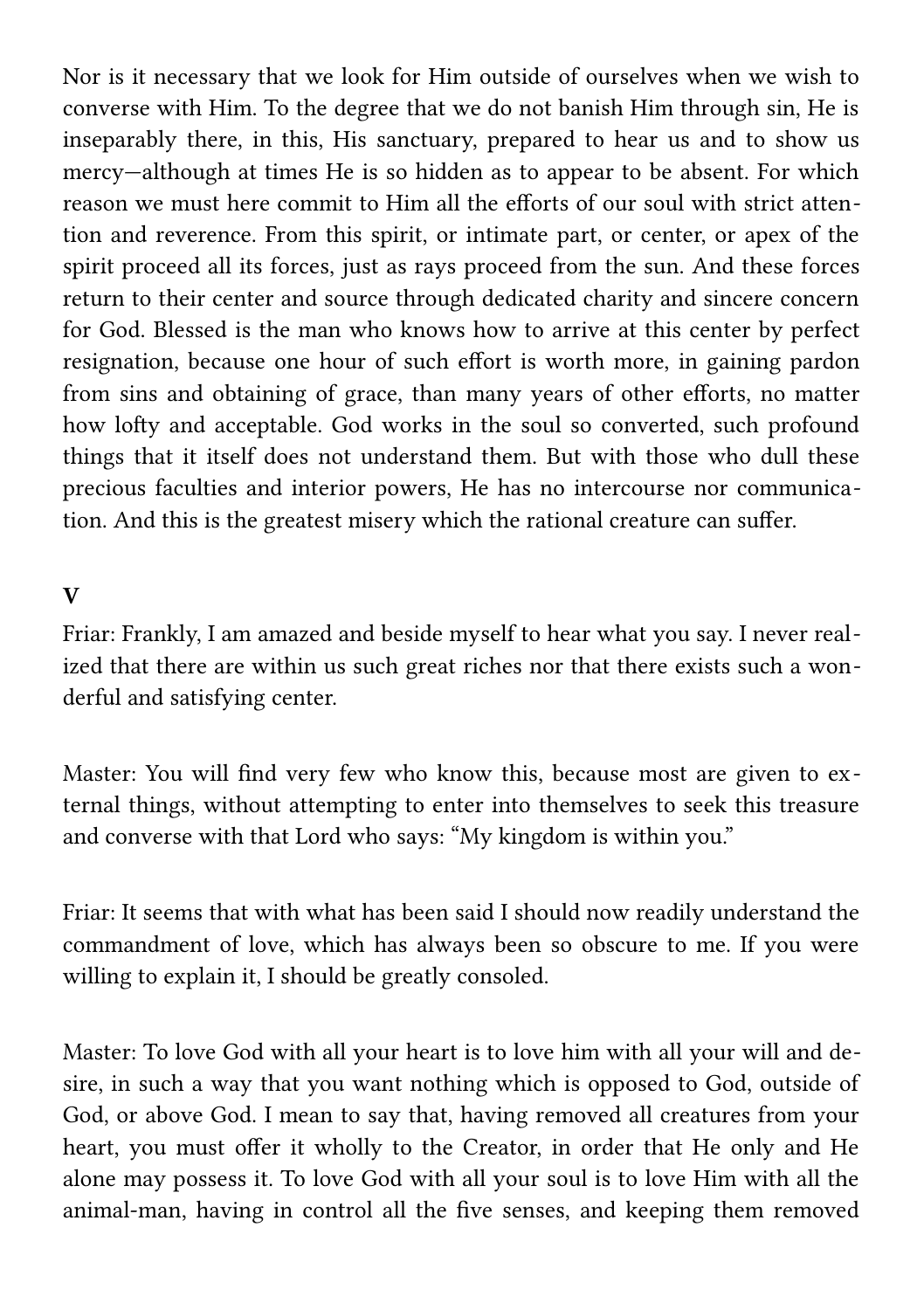Nor is it necessary that we look for Him outside of ourselves when we wish to converse with Him. To the degree that we do not banish Him through sin, He is inseparably there, in this, His sanctuary, prepared to hear us and to show us mercy—although at times He is so hidden as to appear to be absent. For which reason we must here commit to Him all the efforts of our soul with strict attention and reverence. From this spirit, or intimate part, or center, or apex of the spirit proceed all its forces, just as rays proceed from the sun. And these forces return to their center and source through dedicated charity and sincere concern for God. Blessed is the man who knows how to arrive at this center by perfect resignation, because one hour of such effort is worth more, in gaining pardon from sins and obtaining of grace, than many years of other efforts, no matter how lofty and acceptable. God works in the soul so converted, such profound things that it itself does not understand them. But with those who dull these precious faculties and interior powers, He has no intercourse nor communication. And this is the greatest misery which the rational creature can suffer.

**V**

Friar: Frankly, I am amazed and beside myself to hear what you say. I never realized that there are within us such great riches nor that there exists such a wonderful and satisfying center.

Master: You will find very few who know this, because most are given to external things, without attempting to enter into themselves to seek this treasure and converse with that Lord who says: "My kingdom is within you."

Friar: It seems that with what has been said I should now readily understand the commandment of love, which has always been so obscure to me. If you were willing to explain it, I should be greatly consoled.

Master: To love God with all your heart is to love him with all your will and desire, in such a way that you want nothing which is opposed to God, outside of God, or above God. I mean to say that, having removed all creatures from your heart, you must offer it wholly to the Creator, in order that He only and He alone may possess it. To love God with all your soul is to love Him with all the animal-man, having in control all the five senses, and keeping them removed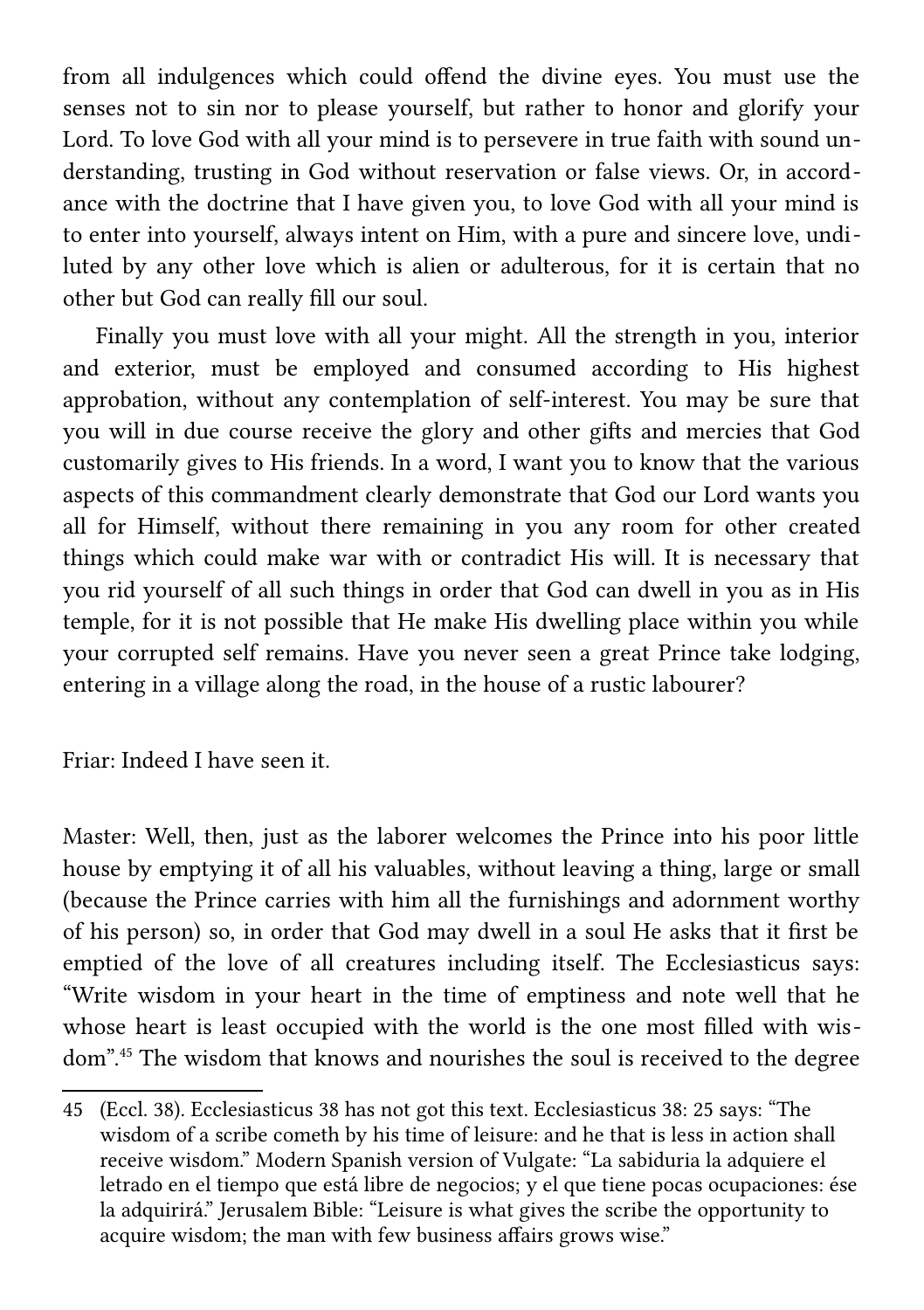from all indulgences which could offend the divine eyes. You must use the senses not to sin nor to please yourself, but rather to honor and glorify your Lord. To love God with all your mind is to persevere in true faith with sound understanding, trusting in God without reservation or false views. Or, in accordance with the doctrine that I have given you, to love God with all your mind is to enter into yourself, always intent on Him, with a pure and sincere love, undiluted by any other love which is alien or adulterous, for it is certain that no other but God can really fill our soul.

Finally you must love with all your might. All the strength in you, interior and exterior, must be employed and consumed according to His highest approbation, without any contemplation of self-interest. You may be sure that you will in due course receive the glory and other gifts and mercies that God customarily gives to His friends. In a word, I want you to know that the various aspects of this commandment clearly demonstrate that God our Lord wants you all for Himself, without there remaining in you any room for other created things which could make war with or contradict His will. It is necessary that you rid yourself of all such things in order that God can dwell in you as in His temple, for it is not possible that He make His dwelling place within you while your corrupted self remains. Have you never seen a great Prince take lodging, entering in a village along the road, in the house of a rustic labourer?

Friar: Indeed I have seen it.

Master: Well, then, just as the laborer welcomes the Prince into his poor little house by emptying it of all his valuables, without leaving a thing, large or small (because the Prince carries with him all the furnishings and adornment worthy of his person) so, in order that God may dwell in a soul He asks that it first be emptied of the love of all creatures including itself. The Ecclesiasticus says: "Write wisdom in your heart in the time of emptiness and note well that he whose heart is least occupied with the world is the one most filled with wisdom".[45] The wisdom that knows and nourishes the soul is received to the degree

---

45 (Eccl. 38). Ecclesiasticus 38 has not got this text. Ecclesiasticus 38: 25 says: "The wisdom of a scribe cometh by his time of leisure: and he that is less in action shall receive wisdom." Modern Spanish version of Vulgate: "La sabiduria la adquiere el letrado en el tiempo que está libre de negocios; y el que tiene pocas ocupaciones: ése la adquirirá." Jerusalem Bible: "Leisure is what gives the scribe the opportunity to acquire wisdom; the man with few business affairs grows wise."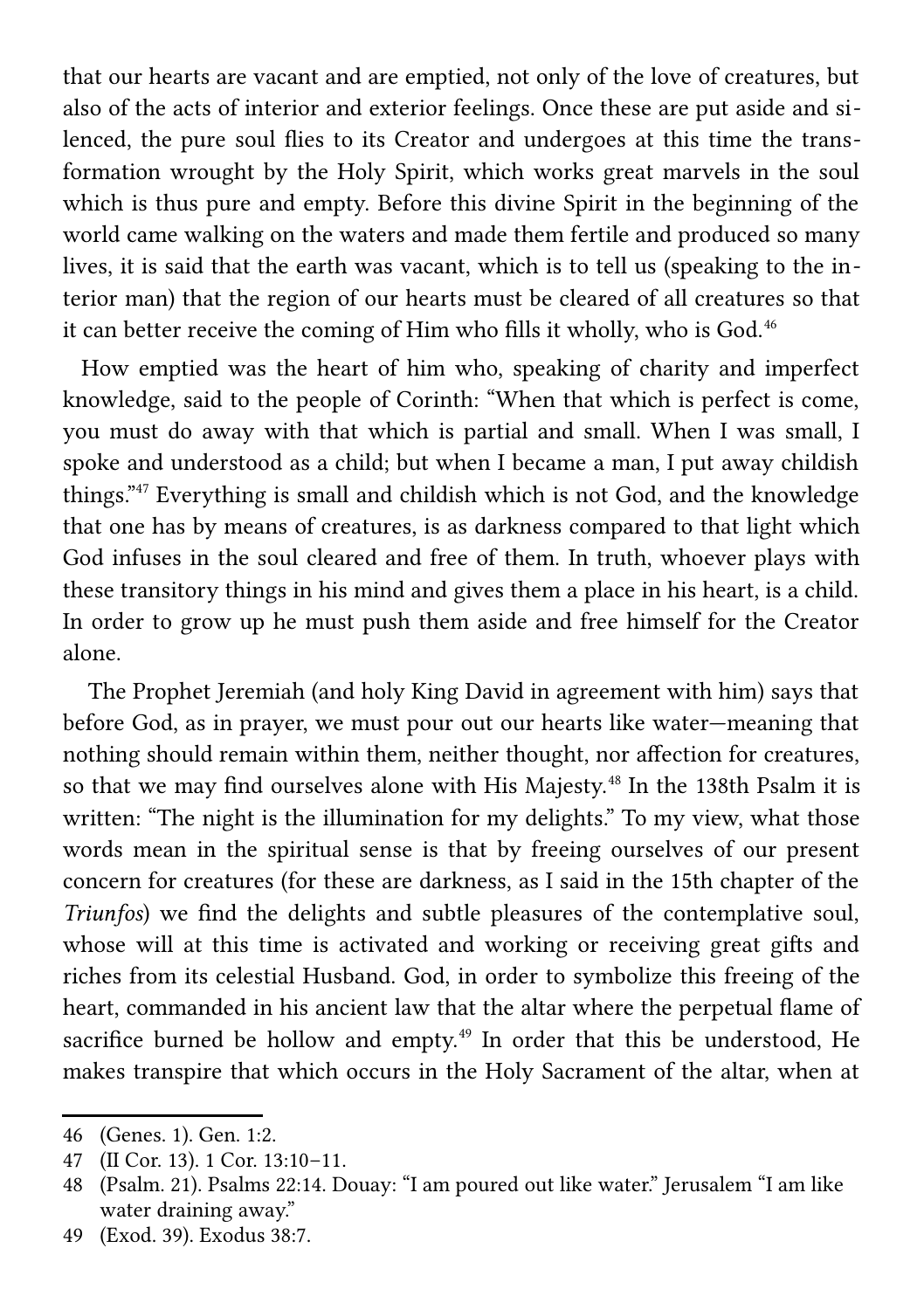that our hearts are vacant and are emptied, not only of the love of creatures, but also of the acts of interior and exterior feelings. Once these are put aside and silenced, the pure soul flies to its Creator and undergoes at this time the transformation wrought by the Holy Spirit, which works great marvels in the soul which is thus pure and empty. Before this divine Spirit in the beginning of the world came walking on the waters and made them fertile and produced so many lives, it is said that the earth was vacant, which is to tell us (speaking to the interior man) that the region of our hearts must be cleared of all creatures so that it can better receive the coming of Him who fills it wholly, who is God.[46]

How emptied was the heart of him who, speaking of charity and imperfect knowledge, said to the people of Corinth: "When that which is perfect is come, you must do away with that which is partial and small. When I was small, I spoke and understood as a child; but when I became a man, I put away childish things."[47] Everything is small and childish which is not God, and the knowledge that one has by means of creatures, is as darkness compared to that light which God infuses in the soul cleared and free of them. In truth, whoever plays with these transitory things in his mind and gives them a place in his heart, is a child. In order to grow up he must push them aside and free himself for the Creator alone.

The Prophet Jeremiah (and holy King David in agreement with him) says that before God, as in prayer, we must pour out our hearts like water—meaning that nothing should remain within them, neither thought, nor affection for creatures, so that we may find ourselves alone with His Majesty.[48] In the 138th Psalm it is written: "The night is the illumination for my delights." To my view, what those words mean in the spiritual sense is that by freeing ourselves of our present concern for creatures (for these are darkness, as I said in the 15th chapter of the *Triunfos*) we find the delights and subtle pleasures of the contemplative soul, whose will at this time is activated and working or receiving great gifts and riches from its celestial Husband. God, in order to symbolize this freeing of the heart, commanded in his ancient law that the altar where the perpetual flame of sacrifice burned be hollow and empty.[49] In order that this be understood, He makes transpire that which occurs in the Holy Sacrament of the altar, when at

---

46 (Genes. 1). Gen. 1:2.

47 (II Cor. 13). 1 Cor. 13:10–11.

48 (Psalm. 21). Psalms 22:14. Douay: "I am poured out like water." Jerusalem "I am like water draining away."

49 (Exod. 39). Exodus 38:7.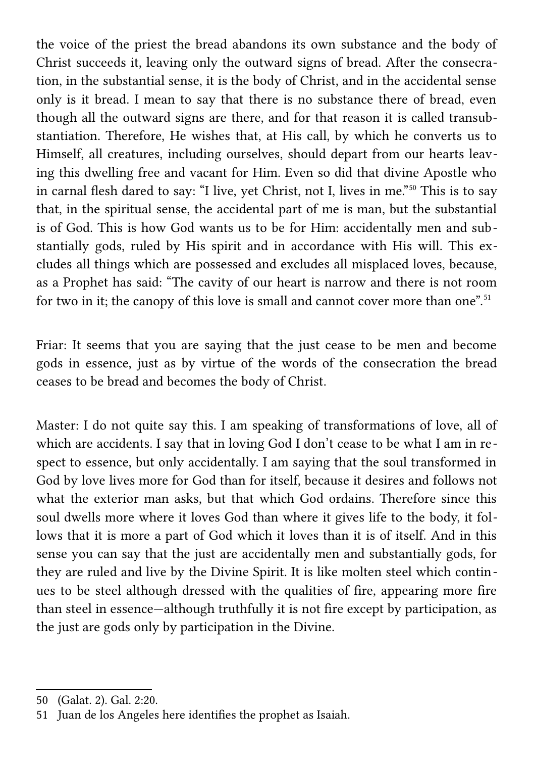the voice of the priest the bread abandons its own substance and the body of Christ succeeds it, leaving only the outward signs of bread. After the consecration, in the substantial sense, it is the body of Christ, and in the accidental sense only is it bread. I mean to say that there is no substance there of bread, even though all the outward signs are there, and for that reason it is called transubstantiation. Therefore, He wishes that, at His call, by which he converts us to Himself, all creatures, including ourselves, should depart from our hearts leaving this dwelling free and vacant for Him. Even so did that divine Apostle who in carnal flesh dared to say: "I live, yet Christ, not I, lives in me."[50] This is to say that, in the spiritual sense, the accidental part of me is man, but the substantial is of God. This is how God wants us to be for Him: accidentally men and substantially gods, ruled by His spirit and in accordance with His will. This excludes all things which are possessed and excludes all misplaced loves, because, as a Prophet has said: "The cavity of our heart is narrow and there is not room for two in it; the canopy of this love is small and cannot cover more than one".[51]

Friar: It seems that you are saying that the just cease to be men and become gods in essence, just as by virtue of the words of the consecration the bread ceases to be bread and becomes the body of Christ.

Master: I do not quite say this. I am speaking of transformations of love, all of which are accidents. I say that in loving God I don't cease to be what I am in respect to essence, but only accidentally. I am saying that the soul transformed in God by love lives more for God than for itself, because it desires and follows not what the exterior man asks, but that which God ordains. Therefore since this soul dwells more where it loves God than where it gives life to the body, it follows that it is more a part of God which it loves than it is of itself. And in this sense you can say that the just are accidentally men and substantially gods, for they are ruled and live by the Divine Spirit. It is like molten steel which continues to be steel although dressed with the qualities of fire, appearing more fire than steel in essence—although truthfully it is not fire except by participation, as the just are gods only by participation in the Divine.

---

50 (Galat. 2). Gal. 2:20.

51 Juan de los Angeles here identifies the prophet as Isaiah.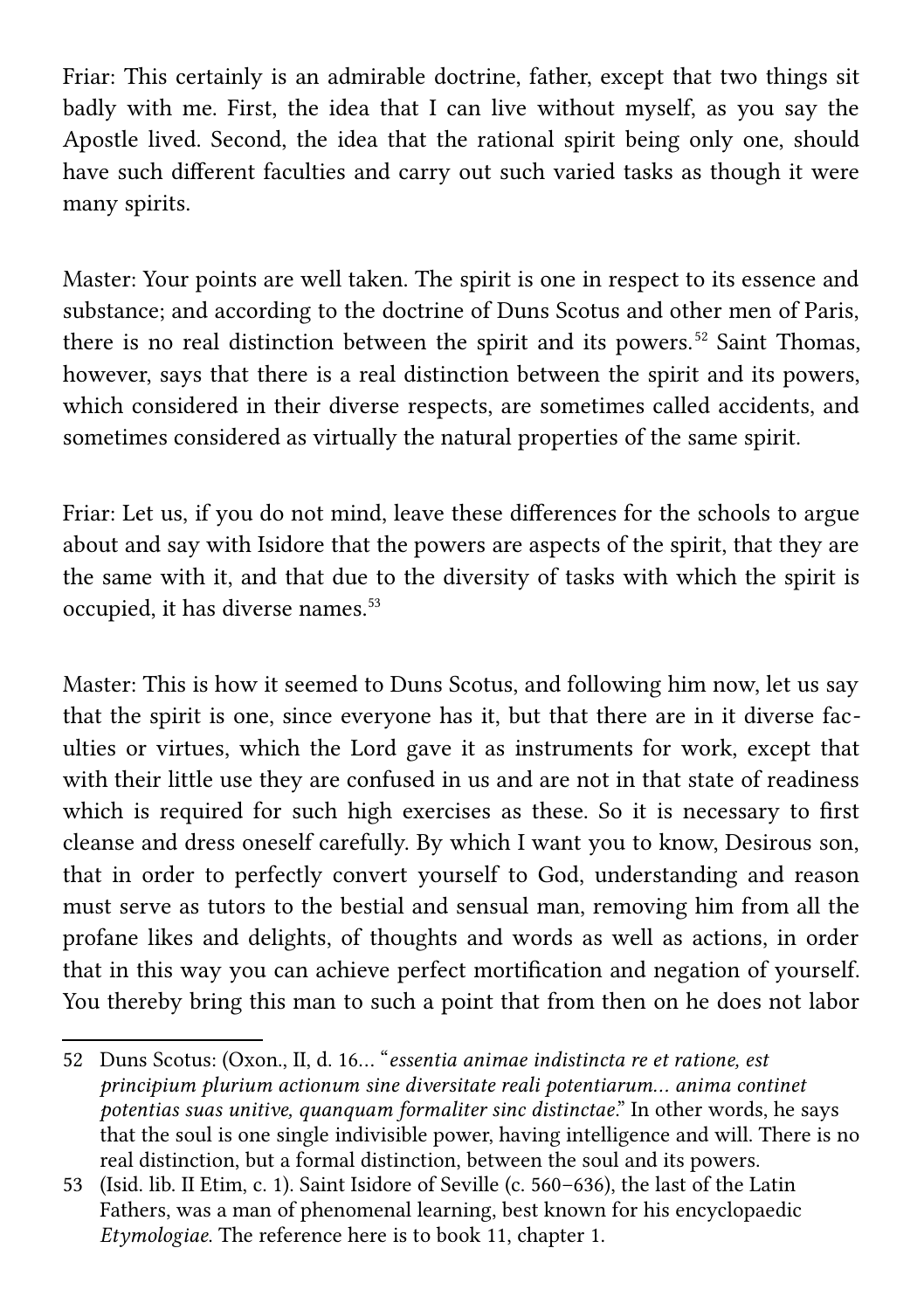Friar: This certainly is an admirable doctrine, father, except that two things sit badly with me. First, the idea that I can live without myself, as you say the Apostle lived. Second, the idea that the rational spirit being only one, should have such different faculties and carry out such varied tasks as though it were many spirits.

Master: Your points are well taken. The spirit is one in respect to its essence and substance; and according to the doctrine of Duns Scotus and other men of Paris, there is no real distinction between the spirit and its powers.[52] Saint Thomas, however, says that there is a real distinction between the spirit and its powers, which considered in their diverse respects, are sometimes called accidents, and sometimes considered as virtually the natural properties of the same spirit.

Friar: Let us, if you do not mind, leave these differences for the schools to argue about and say with Isidore that the powers are aspects of the spirit, that they are the same with it, and that due to the diversity of tasks with which the spirit is occupied, it has diverse names.[53]

Master: This is how it seemed to Duns Scotus, and following him now, let us say that the spirit is one, since everyone has it, but that there are in it diverse faculties or virtues, which the Lord gave it as instruments for work, except that with their little use they are confused in us and are not in that state of readiness which is required for such high exercises as these. So it is necessary to first cleanse and dress oneself carefully. By which I want you to know, Desirous son, that in order to perfectly convert yourself to God, understanding and reason must serve as tutors to the bestial and sensual man, removing him from all the profane likes and delights, of thoughts and words as well as actions, in order that in this way you can achieve perfect mortification and negation of yourself. You thereby bring this man to such a point that from then on he does not labor

---

52 Duns Scotus: (Oxon., II, d. 16… "*essentia animae indistincta re et ratione, est principium plurium actionum sine diversitate reali potentiarum… anima continet potentias suas unitive, quanquam formaliter sinc distinctae*." In other words, he says that the soul is one single indivisible power, having intelligence and will. There is no real distinction, but a formal distinction, between the soul and its powers.

53 (Isid. lib. II Etim, c. 1). Saint Isidore of Seville (c. 560–636), the last of the Latin Fathers, was a man of phenomenal learning, best known for his encyclopaedic *Etymologiae*. The reference here is to book 11, chapter 1.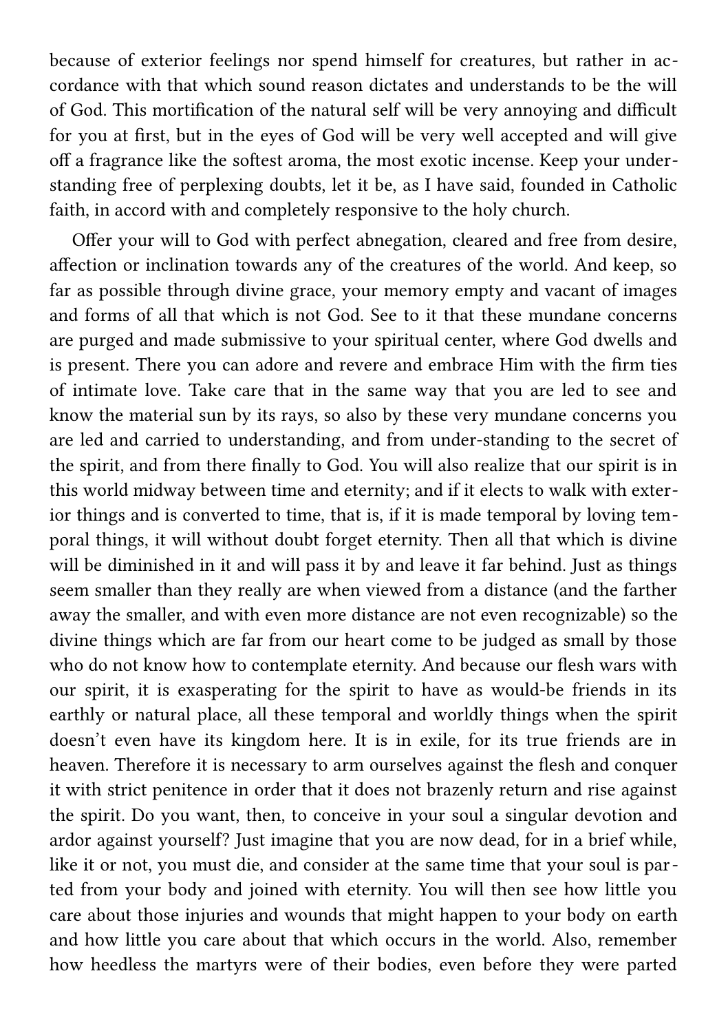because of exterior feelings nor spend himself for creatures, but rather in accordance with that which sound reason dictates and understands to be the will of God. This mortification of the natural self will be very annoying and difficult for you at first, but in the eyes of God will be very well accepted and will give off a fragrance like the softest aroma, the most exotic incense. Keep your understanding free of perplexing doubts, let it be, as I have said, founded in Catholic faith, in accord with and completely responsive to the holy church.

Offer your will to God with perfect abnegation, cleared and free from desire, affection or inclination towards any of the creatures of the world. And keep, so far as possible through divine grace, your memory empty and vacant of images and forms of all that which is not God. See to it that these mundane concerns are purged and made submissive to your spiritual center, where God dwells and is present. There you can adore and revere and embrace Him with the firm ties of intimate love. Take care that in the same way that you are led to see and know the material sun by its rays, so also by these very mundane concerns you are led and carried to understanding, and from under-standing to the secret of the spirit, and from there finally to God. You will also realize that our spirit is in this world midway between time and eternity; and if it elects to walk with exterior things and is converted to time, that is, if it is made temporal by loving temporal things, it will without doubt forget eternity. Then all that which is divine will be diminished in it and will pass it by and leave it far behind. Just as things seem smaller than they really are when viewed from a distance (and the farther away the smaller, and with even more distance are not even recognizable) so the divine things which are far from our heart come to be judged as small by those who do not know how to contemplate eternity. And because our flesh wars with our spirit, it is exasperating for the spirit to have as would-be friends in its earthly or natural place, all these temporal and worldly things when the spirit doesn't even have its kingdom here. It is in exile, for its true friends are in heaven. Therefore it is necessary to arm ourselves against the flesh and conquer it with strict penitence in order that it does not brazenly return and rise against the spirit. Do you want, then, to conceive in your soul a singular devotion and ardor against yourself? Just imagine that you are now dead, for in a brief while, like it or not, you must die, and consider at the same time that your soul is parted from your body and joined with eternity. You will then see how little you care about those injuries and wounds that might happen to your body on earth and how little you care about that which occurs in the world. Also, remember how heedless the martyrs were of their bodies, even before they were parted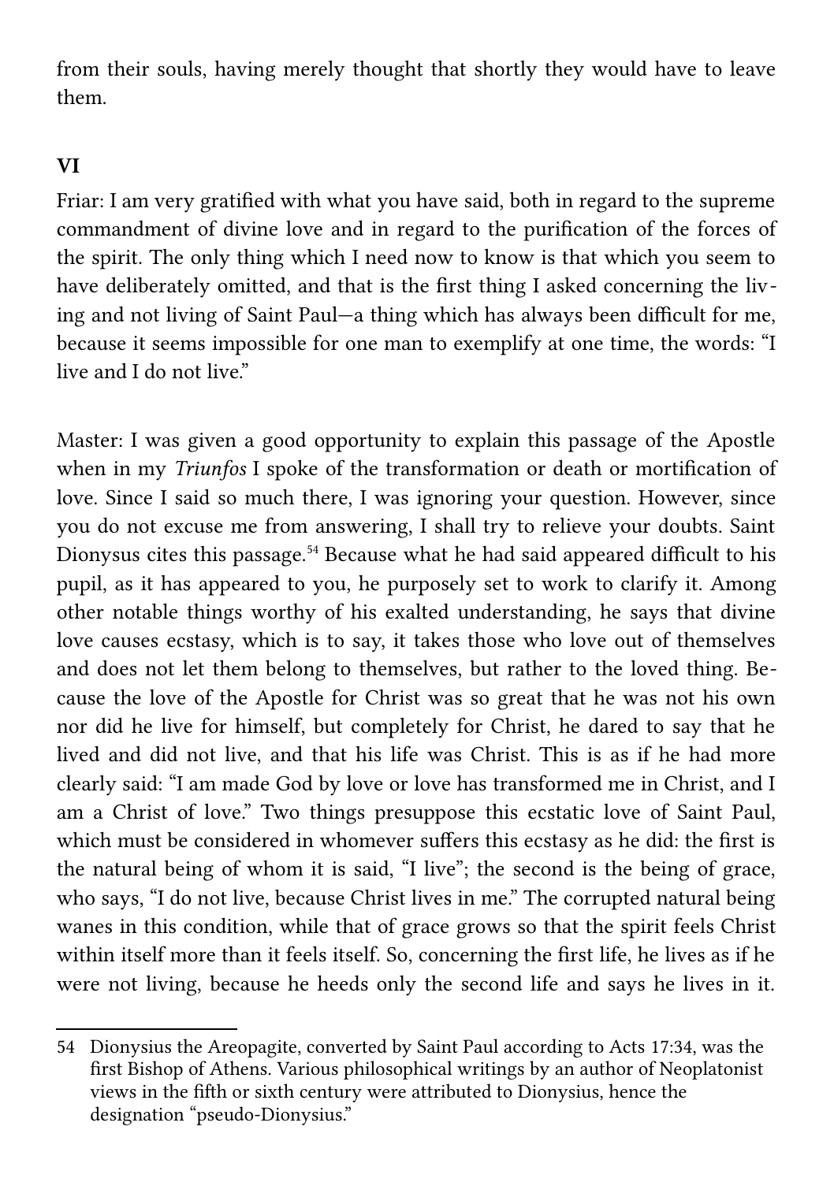from their souls, having merely thought that shortly they would have to leave them.

## VI

Friar: I am very gratified with what you have said, both in regard to the supreme commandment of divine love and in regard to the purification of the forces of the spirit. The only thing which I need now to know is that which you seem to have deliberately omitted, and that is the first thing I asked concerning the living and not living of Saint Paul—a thing which has always been difficult for me, because it seems impossible for one man to exemplify at one time, the words: "I live and I do not live."

Master: I was given a good opportunity to explain this passage of the Apostle when in my *Triunfos* I spoke of the transformation or death or mortification of love. Since I said so much there, I was ignoring your question. However, since you do not excuse me from answering, I shall try to relieve your doubts. Saint Dionysus cites this passage.[54] Because what he had said appeared difficult to his pupil, as it has appeared to you, he purposely set to work to clarify it. Among other notable things worthy of his exalted understanding, he says that divine love causes ecstasy, which is to say, it takes those who love out of themselves and does not let them belong to themselves, but rather to the loved thing. Because the love of the Apostle for Christ was so great that he was not his own nor did he live for himself, but completely for Christ, he dared to say that he lived and did not live, and that his life was Christ. This is as if he had more clearly said: "I am made God by love or love has transformed me in Christ, and I am a Christ of love." Two things presuppose this ecstatic love of Saint Paul, which must be considered in whomever suffers this ecstasy as he did: the first is the natural being of whom it is said, "I live"; the second is the being of grace, who says, "I do not live, because Christ lives in me." The corrupted natural being wanes in this condition, while that of grace grows so that the spirit feels Christ within itself more than it feels itself. So, concerning the first life, he lives as if he were not living, because he heeds only the second life and says he lives in it.

54 Dionysius the Areopagite, converted by Saint Paul according to Acts 17:34, was the first Bishop of Athens. Various philosophical writings by an author of Neoplatonist views in the fifth or sixth century were attributed to Dionysius, hence the designation "pseudo-Dionysius."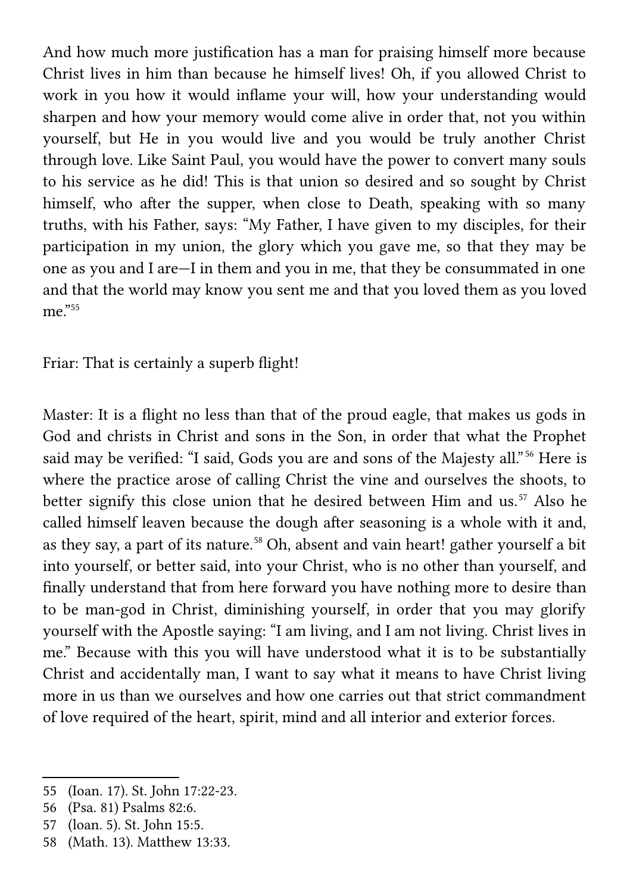And how much more justification has a man for praising himself more because Christ lives in him than because he himself lives! Oh, if you allowed Christ to work in you how it would inflame your will, how your understanding would sharpen and how your memory would come alive in order that, not you within yourself, but He in you would live and you would be truly another Christ through love. Like Saint Paul, you would have the power to convert many souls to his service as he did! This is that union so desired and so sought by Christ himself, who after the supper, when close to Death, speaking with so many truths, with his Father, says: "My Father, I have given to my disciples, for their participation in my union, the glory which you gave me, so that they may be one as you and I are—I in them and you in me, that they be consummated in one and that the world may know you sent me and that you loved them as you loved me."[55]

Friar: That is certainly a superb flight!

Master: It is a flight no less than that of the proud eagle, that makes us gods in God and christs in Christ and sons in the Son, in order that what the Prophet said may be verified: "I said, Gods you are and sons of the Majesty all."[56] Here is where the practice arose of calling Christ the vine and ourselves the shoots, to better signify this close union that he desired between Him and us.[57] Also he called himself leaven because the dough after seasoning is a whole with it and, as they say, a part of its nature.[58] Oh, absent and vain heart! gather yourself a bit into yourself, or better said, into your Christ, who is no other than yourself, and finally understand that from here forward you have nothing more to desire than to be man-god in Christ, diminishing yourself, in order that you may glorify yourself with the Apostle saying: "I am living, and I am not living. Christ lives in me." Because with this you will have understood what it is to be substantially Christ and accidentally man, I want to say what it means to have Christ living more in us than we ourselves and how one carries out that strict commandment of love required of the heart, spirit, mind and all interior and exterior forces.

---

55 (Ioan. 17). St. John 17:22-23.

56 (Psa. 81) Psalms 82:6.

57 (Ioan. 5). St. John 15:5.

58 (Math. 13). Matthew 13:33.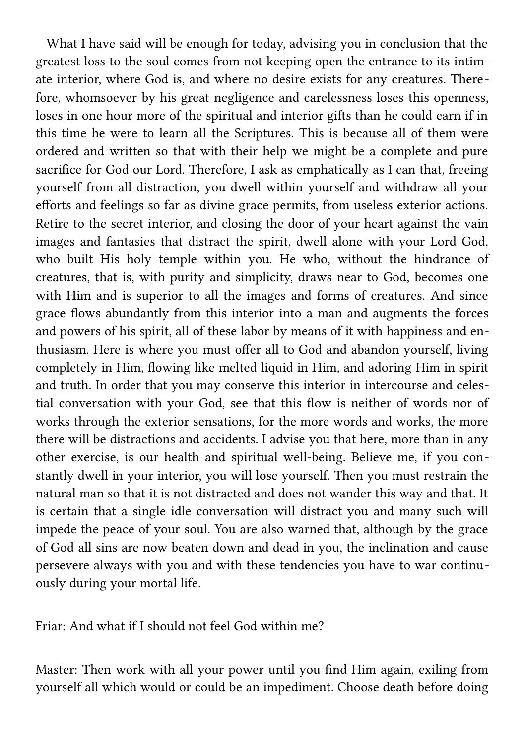What I have said will be enough for today, advising you in conclusion that the greatest loss to the soul comes from not keeping open the entrance to its intimate interior, where God is, and where no desire exists for any creatures. Therefore, whomsoever by his great negligence and carelessness loses this openness, loses in one hour more of the spiritual and interior gifts than he could earn if in this time he were to learn all the Scriptures. This is because all of them were ordered and written so that with their help we might be a complete and pure sacrifice for God our Lord. Therefore, I ask as emphatically as I can that, freeing yourself from all distraction, you dwell within yourself and withdraw all your efforts and feelings so far as divine grace permits, from useless exterior actions. Retire to the secret interior, and closing the door of your heart against the vain images and fantasies that distract the spirit, dwell alone with your Lord God, who built His holy temple within you. He who, without the hindrance of creatures, that is, with purity and simplicity, draws near to God, becomes one with Him and is superior to all the images and forms of creatures. And since grace flows abundantly from this interior into a man and augments the forces and powers of his spirit, all of these labor by means of it with happiness and enthusiasm. Here is where you must offer all to God and abandon yourself, living completely in Him, flowing like melted liquid in Him, and adoring Him in spirit and truth. In order that you may conserve this interior in intercourse and celestial conversation with your God, see that this flow is neither of words nor of works through the exterior sensations, for the more words and works, the more there will be distractions and accidents. I advise you that here, more than in any other exercise, is our health and spiritual well-being. Believe me, if you constantly dwell in your interior, you will lose yourself. Then you must restrain the natural man so that it is not distracted and does not wander this way and that. It is certain that a single idle conversation will distract you and many such will impede the peace of your soul. You are also warned that, although by the grace of God all sins are now beaten down and dead in you, the inclination and cause persevere always with you and with these tendencies you have to war continuously during your mortal life.

Friar: And what if I should not feel God within me?

Master: Then work with all your power until you find Him again, exiling from yourself all which would or could be an impediment. Choose death before doing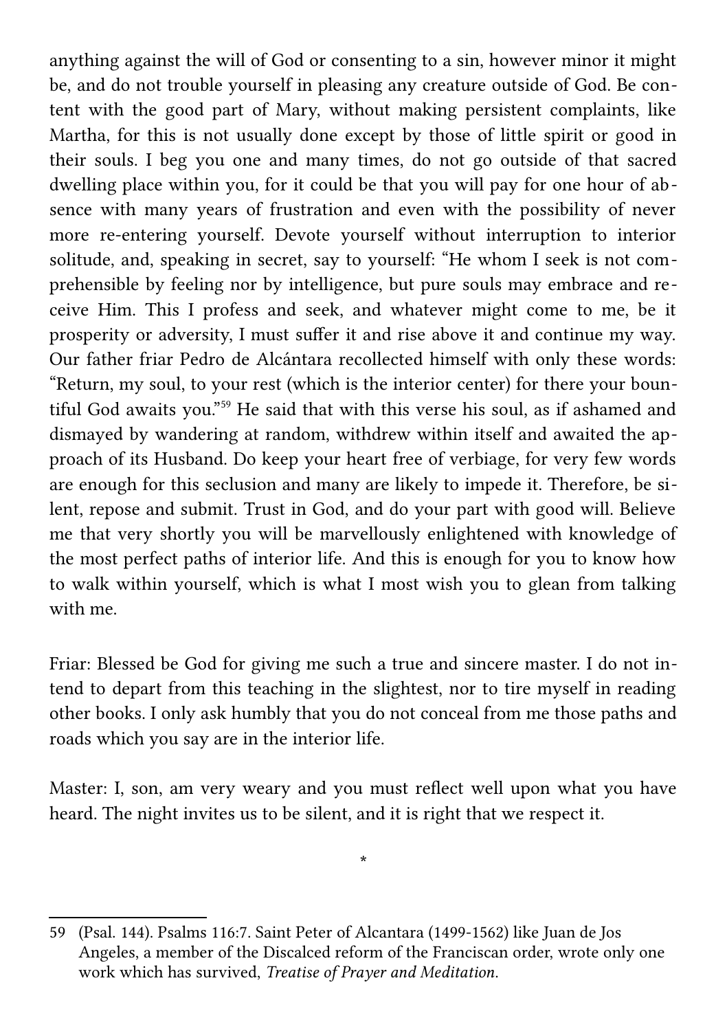anything against the will of God or consenting to a sin, however minor it might be, and do not trouble yourself in pleasing any creature outside of God. Be content with the good part of Mary, without making persistent complaints, like Martha, for this is not usually done except by those of little spirit or good in their souls. I beg you one and many times, do not go outside of that sacred dwelling place within you, for it could be that you will pay for one hour of absence with many years of frustration and even with the possibility of never more re-entering yourself. Devote yourself without interruption to interior solitude, and, speaking in secret, say to yourself: "He whom I seek is not comprehensible by feeling nor by intelligence, but pure souls may embrace and receive Him. This I profess and seek, and whatever might come to me, be it prosperity or adversity, I must suffer it and rise above it and continue my way. Our father friar Pedro de Alcántara recollected himself with only these words: "Return, my soul, to your rest (which is the interior center) for there your bountiful God awaits you."[59] He said that with this verse his soul, as if ashamed and dismayed by wandering at random, withdrew within itself and awaited the approach of its Husband. Do keep your heart free of verbiage, for very few words are enough for this seclusion and many are likely to impede it. Therefore, be silent, repose and submit. Trust in God, and do your part with good will. Believe me that very shortly you will be marvellously enlightened with knowledge of the most perfect paths of interior life. And this is enough for you to know how to walk within yourself, which is what I most wish you to glean from talking with me.

Friar: Blessed be God for giving me such a true and sincere master. I do not intend to depart from this teaching in the slightest, nor to tire myself in reading other books. I only ask humbly that you do not conceal from me those paths and roads which you say are in the interior life.

Master: I, son, am very weary and you must reflect well upon what you have heard. The night invites us to be silent, and it is right that we respect it.

*

---

59 (Psal. 144). Psalms 116:7. Saint Peter of Alcantara (1499-1562) like Juan de Jos Angeles, a member of the Discalced reform of the Franciscan order, wrote only one work which has survived, *Treatise of Prayer and Meditation.*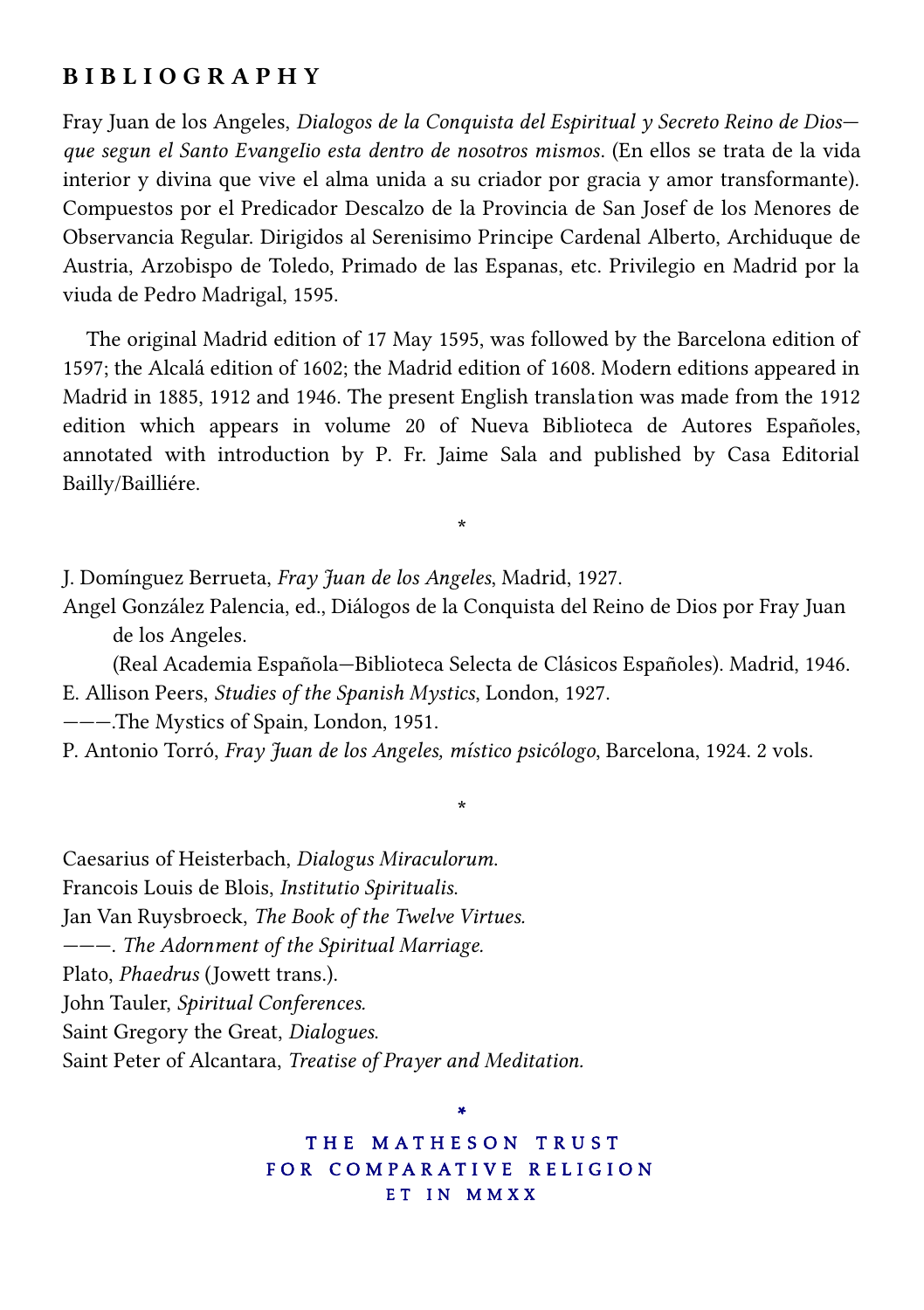## BIBLIOGRAPHY

Fray Juan de los Angeles, *Dialogos de la Conquista del Espiritual y Secreto Reino de Dios—que segun el Santo EvangeIio esta dentro de nosotros mismos*. (En ellos se trata de la vida interior y divina que vive el alma unida a su criador por gracia y amor transformante). Compuestos por el Predicador Descalzo de la Provincia de San Josef de los Menores de Observancia Regular. Dirigidos al Serenisimo Principe Cardenal Alberto, Archiduque de Austria, Arzobispo de Toledo, Primado de las Espanas, etc. Privilegio en Madrid por la viuda de Pedro Madrigal, 1595.

The original Madrid edition of 17 May 1595, was followed by the Barcelona edition of 1597; the Alcalá edition of 1602; the Madrid edition of 1608. Modern editions appeared in Madrid in 1885, 1912 and 1946. The present English translation was made from the 1912 edition which appears in volume 20 of Nueva Biblioteca de Autores Españoles, annotated with introduction by P. Fr. Jaime Sala and published by Casa Editorial Bailly/Bailliére.

*

J. Domínguez Berrueta, *Fray Juan de los Angeles*, Madrid, 1927.
Angel González Palencia, ed., Diálogos de la Conquista del Reino de Dios por Fray Juan de los Angeles.
(Real Academia Española—Biblioteca Selecta de Clásicos Españoles). Madrid, 1946.
E. Allison Peers, *Studies of the Spanish Mystics*, London, 1927.
———.The Mystics of Spain, London, 1951.
P. Antonio Torró, *Fray Juan de los Angeles, místico psicólogo*, Barcelona, 1924. 2 vols.

*

Caesarius of Heisterbach, *Dialogus Miraculorum.*
Francois Louis de Blois, *Institutio Spiritualis.*
Jan Van Ruysbroeck, *The Book of the Twelve Virtues.*
———. *The Adornment of the Spiritual Marriage.*
Plato, *Phaedrus* (Jowett trans.).
John Tauler, *Spiritual Conferences.*
Saint Gregory the Great, *Dialogues.*
Saint Peter of Alcantara, *Treatise of Prayer and Meditation.*

*

THE MATHESON TRUST
FOR COMPARATIVE RELIGION
ET IN MMXX